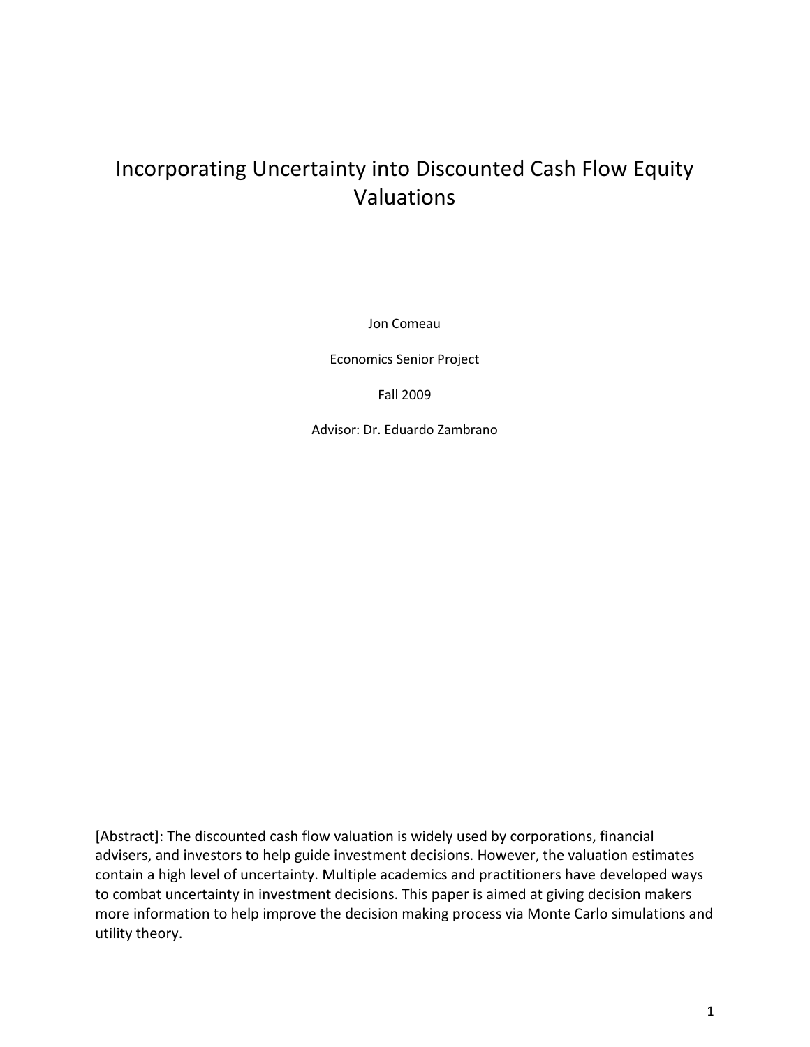# Incorporating Uncertainty into Discounted Cash Flow Equity Valuations

Jon Comeau

Economics Senior Project

Fall 2009

Advisor: Dr. Eduardo Zambrano

[Abstract]: The discounted cash flow valuation is widely used by corporations, financial advisers, and investors to help guide investment decisions. However, the valuation estimates contain a high level of uncertainty. Multiple academics and practitioners have developed ways to combat uncertainty in investment decisions. This paper is aimed at giving decision makers more information to help improve the decision making process via Monte Carlo simulations and utility theory.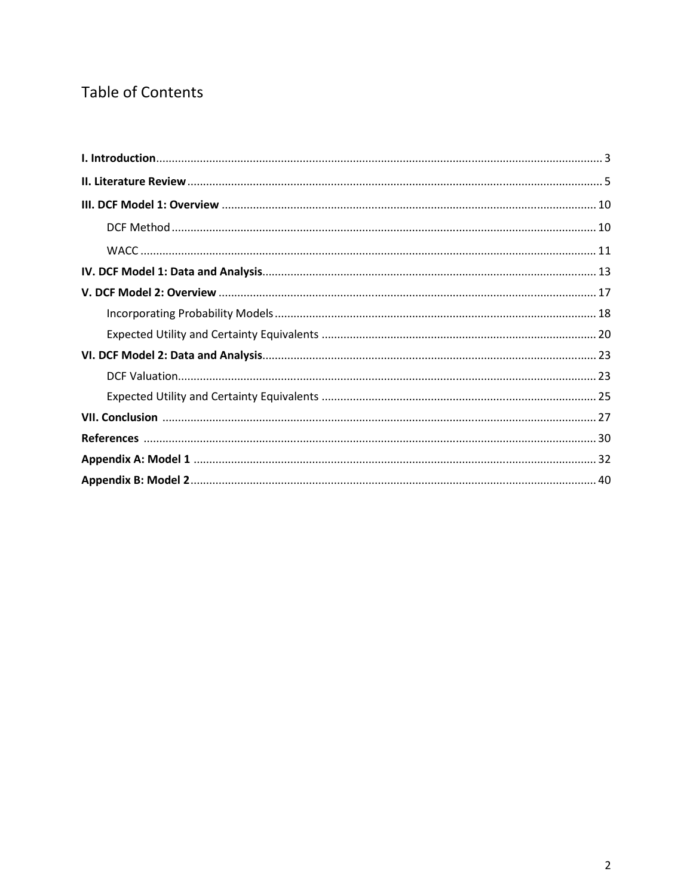# Table of Contents

**I. Introduction** ... 3

**II. Literature Review** ... 5

**III. DCF Model 1: Overview** ... 10

- DCF Method ... 10
- WACC ... 11

**IV. DCF Model 1: Data and Analysis** ... 13

**V. DCF Model 2: Overview** ... 17

- Incorporating Probability Models ... 18
- Expected Utility and Certainty Equivalents ... 20

**VI. DCF Model 2: Data and Analysis** ... 23

- DCF Valuation ... 23
- Expected Utility and Certainty Equivalents ... 25

**VII. Conclusion** ... 27

**References** ... 30

**Appendix A: Model 1** ... 32

**Appendix B: Model 2** ... 40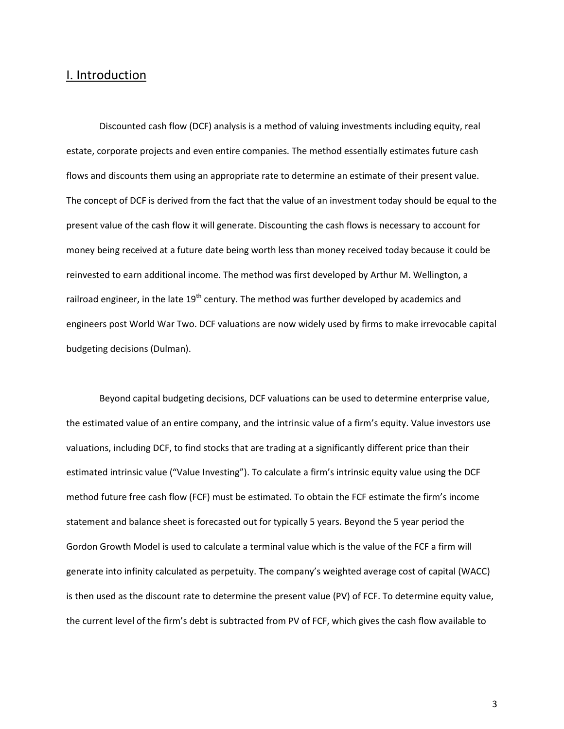## I. Introduction

Discounted cash flow (DCF) analysis is a method of valuing investments including equity, real estate, corporate projects and even entire companies. The method essentially estimates future cash flows and discounts them using an appropriate rate to determine an estimate of their present value. The concept of DCF is derived from the fact that the value of an investment today should be equal to the present value of the cash flow it will generate. Discounting the cash flows is necessary to account for money being received at a future date being worth less than money received today because it could be reinvested to earn additional income. The method was first developed by Arthur M. Wellington, a railroad engineer, in the late 19th century. The method was further developed by academics and engineers post World War Two. DCF valuations are now widely used by firms to make irrevocable capital budgeting decisions (Dulman).

Beyond capital budgeting decisions, DCF valuations can be used to determine enterprise value, the estimated value of an entire company, and the intrinsic value of a firm's equity. Value investors use valuations, including DCF, to find stocks that are trading at a significantly different price than their estimated intrinsic value ("Value Investing"). To calculate a firm's intrinsic equity value using the DCF method future free cash flow (FCF) must be estimated. To obtain the FCF estimate the firm's income statement and balance sheet is forecasted out for typically 5 years. Beyond the 5 year period the Gordon Growth Model is used to calculate a terminal value which is the value of the FCF a firm will generate into infinity calculated as perpetuity. The company's weighted average cost of capital (WACC) is then used as the discount rate to determine the present value (PV) of FCF. To determine equity value, the current level of the firm's debt is subtracted from PV of FCF, which gives the cash flow available to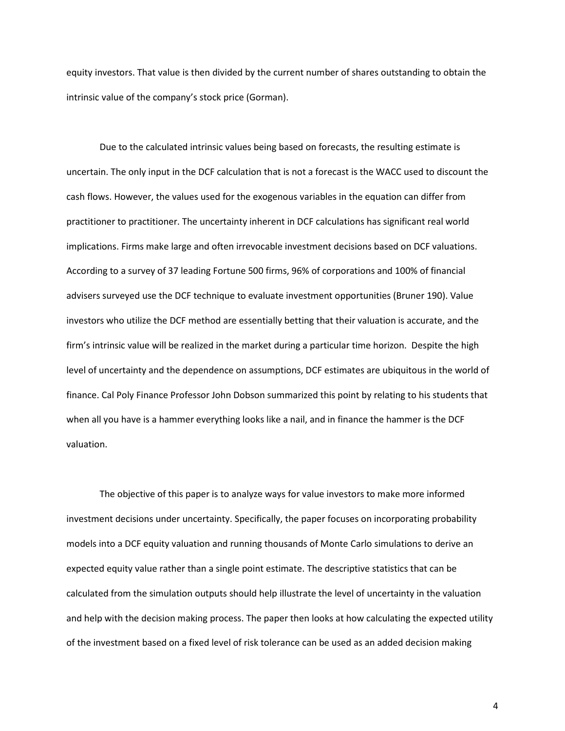equity investors. That value is then divided by the current number of shares outstanding to obtain the intrinsic value of the company's stock price (Gorman).

Due to the calculated intrinsic values being based on forecasts, the resulting estimate is uncertain. The only input in the DCF calculation that is not a forecast is the WACC used to discount the cash flows. However, the values used for the exogenous variables in the equation can differ from practitioner to practitioner. The uncertainty inherent in DCF calculations has significant real world implications. Firms make large and often irrevocable investment decisions based on DCF valuations. According to a survey of 37 leading Fortune 500 firms, 96% of corporations and 100% of financial advisers surveyed use the DCF technique to evaluate investment opportunities (Bruner 190). Value investors who utilize the DCF method are essentially betting that their valuation is accurate, and the firm's intrinsic value will be realized in the market during a particular time horizon. Despite the high level of uncertainty and the dependence on assumptions, DCF estimates are ubiquitous in the world of finance. Cal Poly Finance Professor John Dobson summarized this point by relating to his students that when all you have is a hammer everything looks like a nail, and in finance the hammer is the DCF valuation.

The objective of this paper is to analyze ways for value investors to make more informed investment decisions under uncertainty. Specifically, the paper focuses on incorporating probability models into a DCF equity valuation and running thousands of Monte Carlo simulations to derive an expected equity value rather than a single point estimate. The descriptive statistics that can be calculated from the simulation outputs should help illustrate the level of uncertainty in the valuation and help with the decision making process. The paper then looks at how calculating the expected utility of the investment based on a fixed level of risk tolerance can be used as an added decision making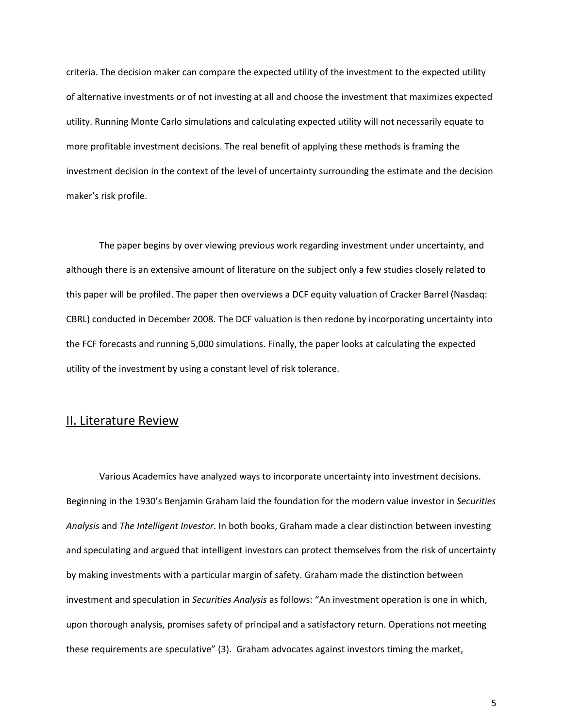criteria. The decision maker can compare the expected utility of the investment to the expected utility of alternative investments or of not investing at all and choose the investment that maximizes expected utility. Running Monte Carlo simulations and calculating expected utility will not necessarily equate to more profitable investment decisions. The real benefit of applying these methods is framing the investment decision in the context of the level of uncertainty surrounding the estimate and the decision maker's risk profile.

The paper begins by over viewing previous work regarding investment under uncertainty, and although there is an extensive amount of literature on the subject only a few studies closely related to this paper will be profiled. The paper then overviews a DCF equity valuation of Cracker Barrel (Nasdaq: CBRL) conducted in December 2008. The DCF valuation is then redone by incorporating uncertainty into the FCF forecasts and running 5,000 simulations. Finally, the paper looks at calculating the expected utility of the investment by using a constant level of risk tolerance.

## II. Literature Review

Various Academics have analyzed ways to incorporate uncertainty into investment decisions. Beginning in the 1930's Benjamin Graham laid the foundation for the modern value investor in *Securities Analysis* and *The Intelligent Investor*. In both books, Graham made a clear distinction between investing and speculating and argued that intelligent investors can protect themselves from the risk of uncertainty by making investments with a particular margin of safety. Graham made the distinction between investment and speculation in *Securities Analysis* as follows: "An investment operation is one in which, upon thorough analysis, promises safety of principal and a satisfactory return. Operations not meeting these requirements are speculative" (3). Graham advocates against investors timing the market,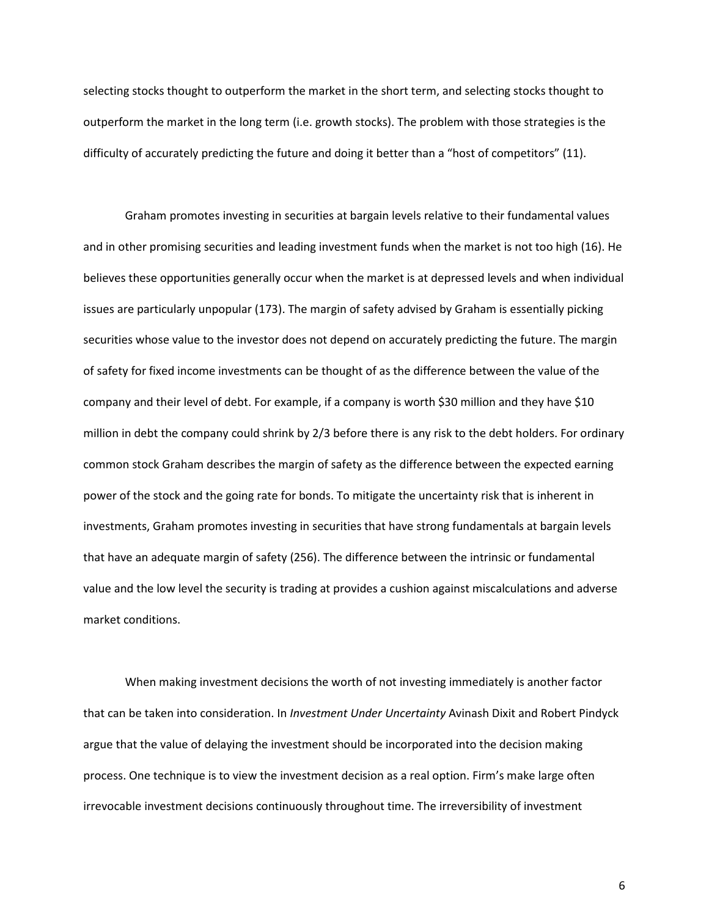selecting stocks thought to outperform the market in the short term, and selecting stocks thought to outperform the market in the long term (i.e. growth stocks). The problem with those strategies is the difficulty of accurately predicting the future and doing it better than a "host of competitors" (11).

Graham promotes investing in securities at bargain levels relative to their fundamental values and in other promising securities and leading investment funds when the market is not too high (16). He believes these opportunities generally occur when the market is at depressed levels and when individual issues are particularly unpopular (173). The margin of safety advised by Graham is essentially picking securities whose value to the investor does not depend on accurately predicting the future. The margin of safety for fixed income investments can be thought of as the difference between the value of the company and their level of debt. For example, if a company is worth $30 million and they have $10 million in debt the company could shrink by 2/3 before there is any risk to the debt holders. For ordinary common stock Graham describes the margin of safety as the difference between the expected earning power of the stock and the going rate for bonds. To mitigate the uncertainty risk that is inherent in investments, Graham promotes investing in securities that have strong fundamentals at bargain levels that have an adequate margin of safety (256). The difference between the intrinsic or fundamental value and the low level the security is trading at provides a cushion against miscalculations and adverse market conditions.

When making investment decisions the worth of not investing immediately is another factor that can be taken into consideration. In *Investment Under Uncertainty* Avinash Dixit and Robert Pindyck argue that the value of delaying the investment should be incorporated into the decision making process. One technique is to view the investment decision as a real option. Firm's make large often irrevocable investment decisions continuously throughout time. The irreversibility of investment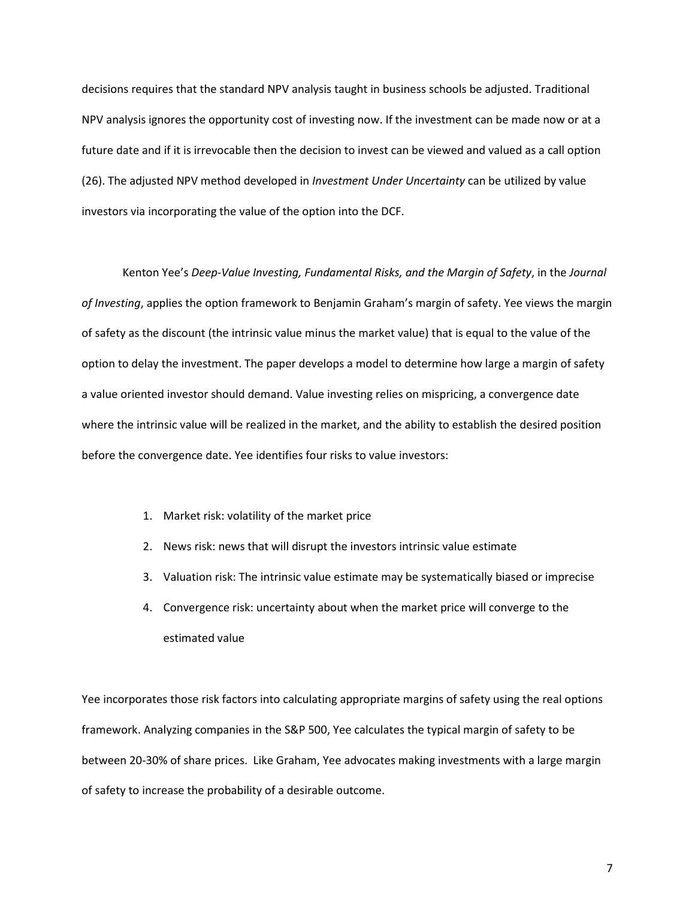decisions requires that the standard NPV analysis taught in business schools be adjusted. Traditional NPV analysis ignores the opportunity cost of investing now. If the investment can be made now or at a future date and if it is irrevocable then the decision to invest can be viewed and valued as a call option (26). The adjusted NPV method developed in *Investment Under Uncertainty* can be utilized by value investors via incorporating the value of the option into the DCF.

Kenton Yee's *Deep-Value Investing, Fundamental Risks, and the Margin of Safety*, in the *Journal of Investing*, applies the option framework to Benjamin Graham's margin of safety. Yee views the margin of safety as the discount (the intrinsic value minus the market value) that is equal to the value of the option to delay the investment. The paper develops a model to determine how large a margin of safety a value oriented investor should demand. Value investing relies on mispricing, a convergence date where the intrinsic value will be realized in the market, and the ability to establish the desired position before the convergence date. Yee identifies four risks to value investors:

1. Market risk: volatility of the market price
2. News risk: news that will disrupt the investors intrinsic value estimate
3. Valuation risk: The intrinsic value estimate may be systematically biased or imprecise
4. Convergence risk: uncertainty about when the market price will converge to the estimated value

Yee incorporates those risk factors into calculating appropriate margins of safety using the real options framework. Analyzing companies in the S&P 500, Yee calculates the typical margin of safety to be between 20-30% of share prices. Like Graham, Yee advocates making investments with a large margin of safety to increase the probability of a desirable outcome.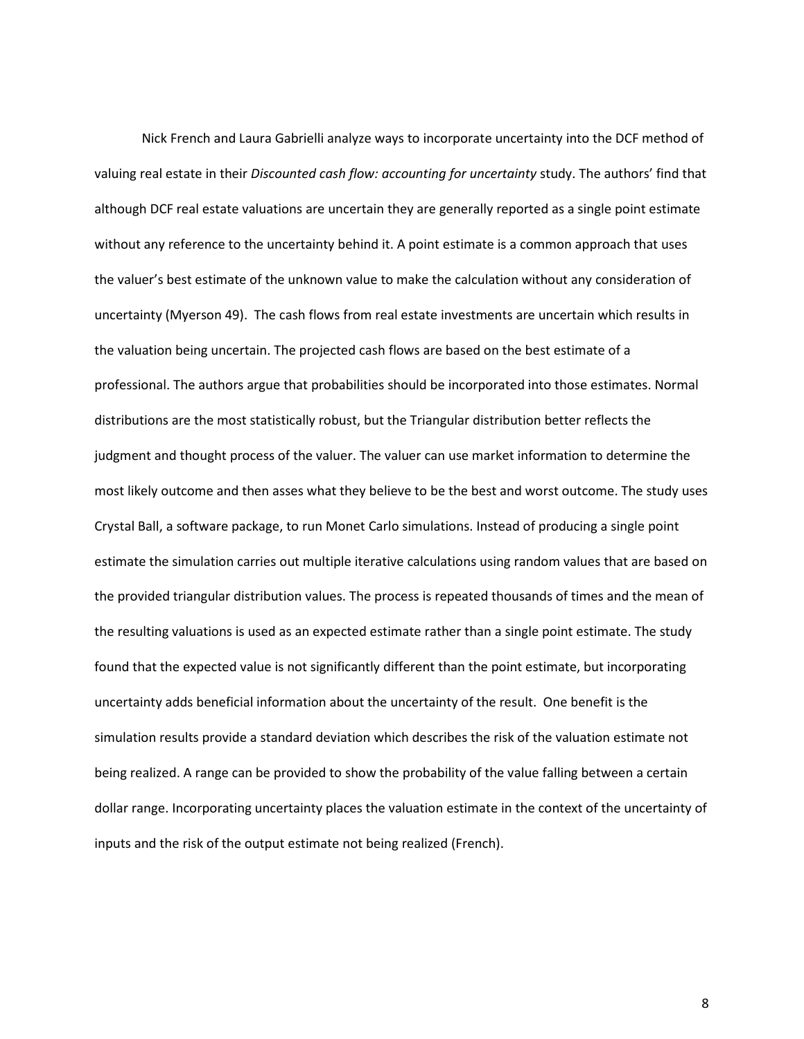Nick French and Laura Gabrielli analyze ways to incorporate uncertainty into the DCF method of valuing real estate in their *Discounted cash flow: accounting for uncertainty* study. The authors' find that although DCF real estate valuations are uncertain they are generally reported as a single point estimate without any reference to the uncertainty behind it. A point estimate is a common approach that uses the valuer's best estimate of the unknown value to make the calculation without any consideration of uncertainty (Myerson 49). The cash flows from real estate investments are uncertain which results in the valuation being uncertain. The projected cash flows are based on the best estimate of a professional. The authors argue that probabilities should be incorporated into those estimates. Normal distributions are the most statistically robust, but the Triangular distribution better reflects the judgment and thought process of the valuer. The valuer can use market information to determine the most likely outcome and then asses what they believe to be the best and worst outcome. The study uses Crystal Ball, a software package, to run Monet Carlo simulations. Instead of producing a single point estimate the simulation carries out multiple iterative calculations using random values that are based on the provided triangular distribution values. The process is repeated thousands of times and the mean of the resulting valuations is used as an expected estimate rather than a single point estimate. The study found that the expected value is not significantly different than the point estimate, but incorporating uncertainty adds beneficial information about the uncertainty of the result. One benefit is the simulation results provide a standard deviation which describes the risk of the valuation estimate not being realized. A range can be provided to show the probability of the value falling between a certain dollar range. Incorporating uncertainty places the valuation estimate in the context of the uncertainty of inputs and the risk of the output estimate not being realized (French).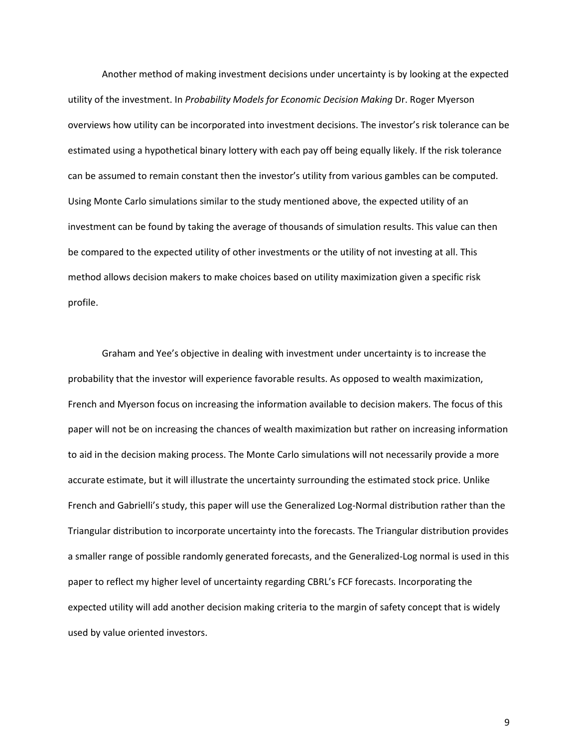Another method of making investment decisions under uncertainty is by looking at the expected utility of the investment. In *Probability Models for Economic Decision Making* Dr. Roger Myerson overviews how utility can be incorporated into investment decisions. The investor's risk tolerance can be estimated using a hypothetical binary lottery with each pay off being equally likely. If the risk tolerance can be assumed to remain constant then the investor's utility from various gambles can be computed. Using Monte Carlo simulations similar to the study mentioned above, the expected utility of an investment can be found by taking the average of thousands of simulation results. This value can then be compared to the expected utility of other investments or the utility of not investing at all. This method allows decision makers to make choices based on utility maximization given a specific risk profile.

Graham and Yee's objective in dealing with investment under uncertainty is to increase the probability that the investor will experience favorable results. As opposed to wealth maximization, French and Myerson focus on increasing the information available to decision makers. The focus of this paper will not be on increasing the chances of wealth maximization but rather on increasing information to aid in the decision making process. The Monte Carlo simulations will not necessarily provide a more accurate estimate, but it will illustrate the uncertainty surrounding the estimated stock price. Unlike French and Gabrielli's study, this paper will use the Generalized Log-Normal distribution rather than the Triangular distribution to incorporate uncertainty into the forecasts. The Triangular distribution provides a smaller range of possible randomly generated forecasts, and the Generalized-Log normal is used in this paper to reflect my higher level of uncertainty regarding CBRL's FCF forecasts. Incorporating the expected utility will add another decision making criteria to the margin of safety concept that is widely used by value oriented investors.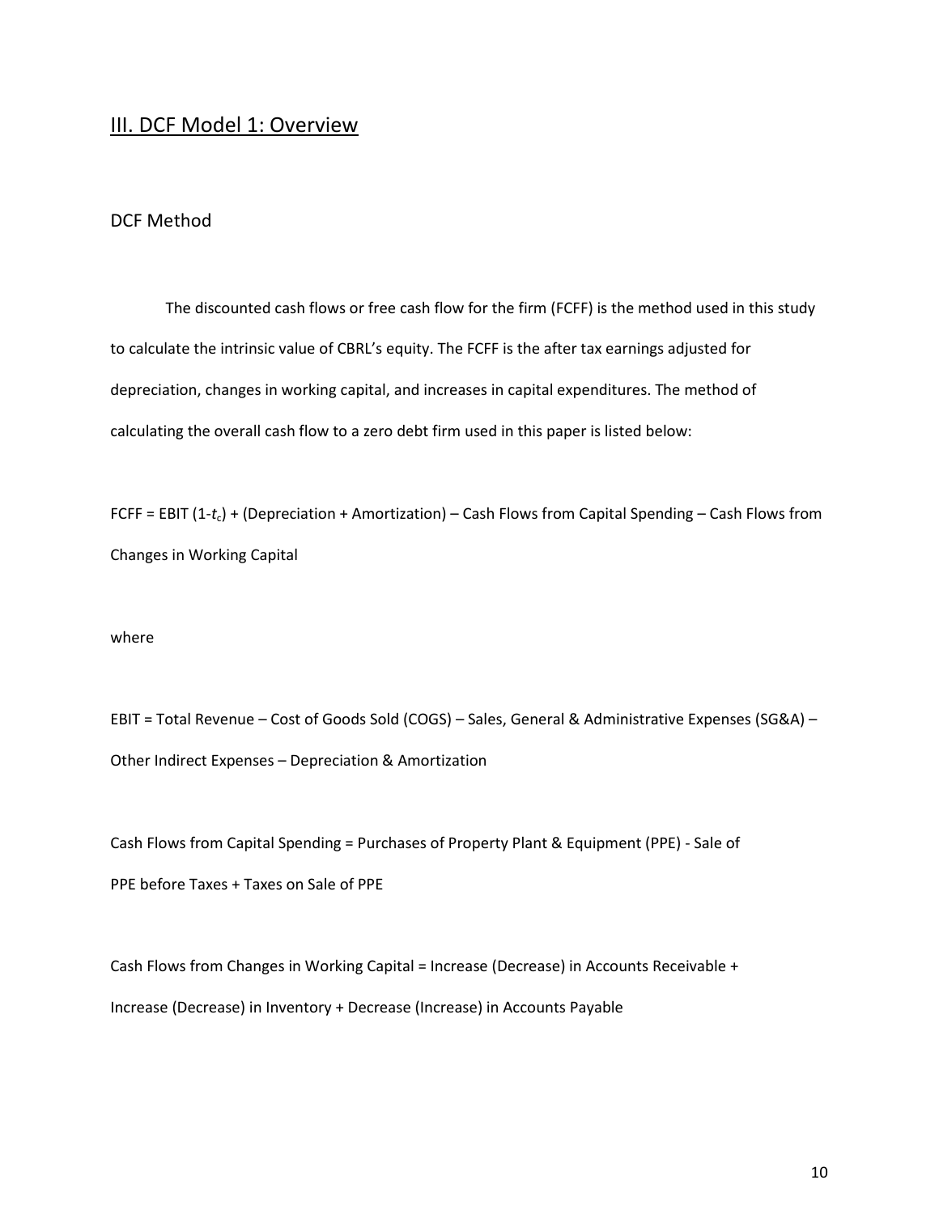## III. DCF Model 1: Overview

### DCF Method

The discounted cash flows or free cash flow for the firm (FCFF) is the method used in this study to calculate the intrinsic value of CBRL's equity. The FCFF is the after tax earnings adjusted for depreciation, changes in working capital, and increases in capital expenditures. The method of calculating the overall cash flow to a zero debt firm used in this paper is listed below:

FCFF = EBIT (1-$t_c$) + (Depreciation + Amortization) – Cash Flows from Capital Spending – Cash Flows from Changes in Working Capital

where

EBIT = Total Revenue – Cost of Goods Sold (COGS) – Sales, General & Administrative Expenses (SG&A) – Other Indirect Expenses – Depreciation & Amortization

Cash Flows from Capital Spending = Purchases of Property Plant & Equipment (PPE) - Sale of PPE before Taxes + Taxes on Sale of PPE

Cash Flows from Changes in Working Capital = Increase (Decrease) in Accounts Receivable + Increase (Decrease) in Inventory + Decrease (Increase) in Accounts Payable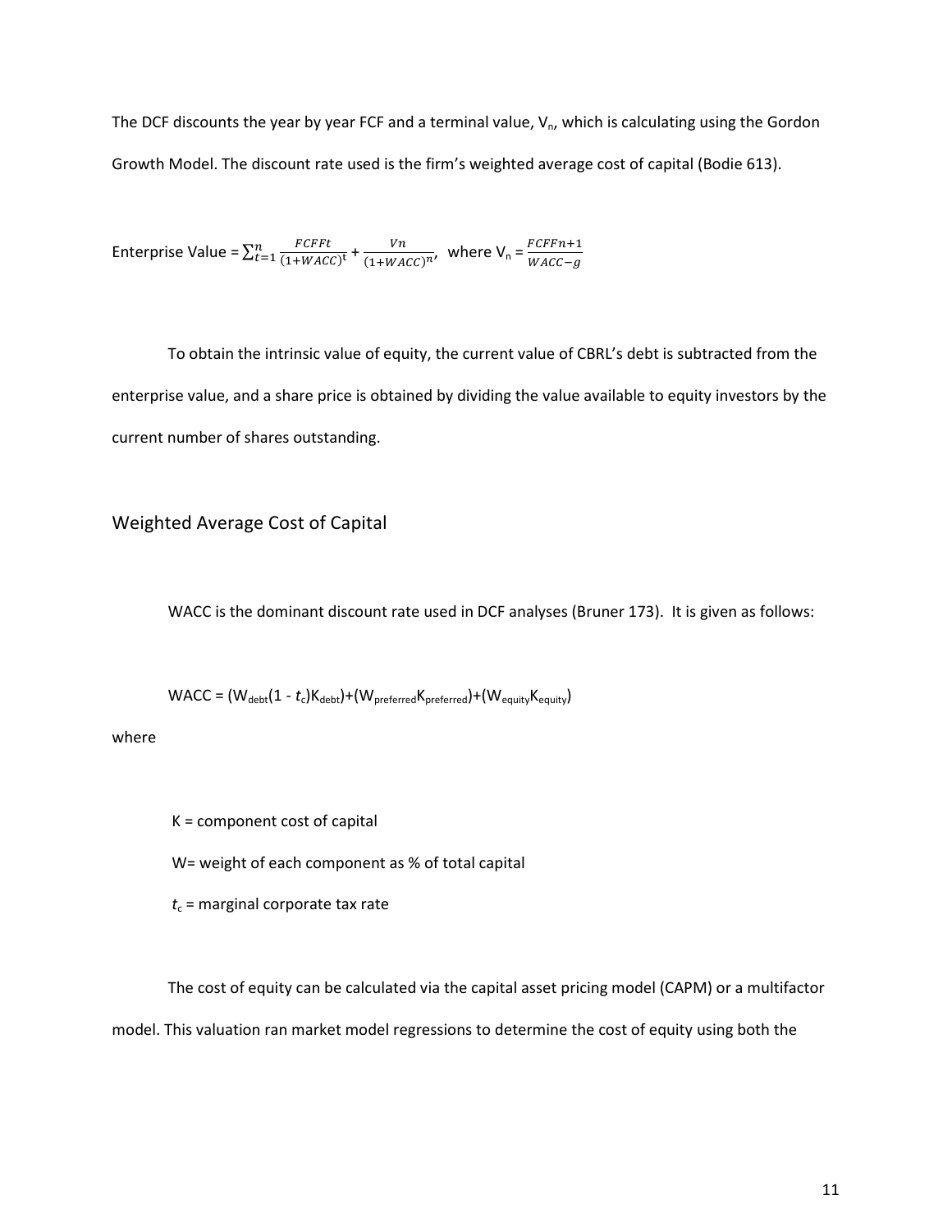The DCF discounts the year by year FCF and a terminal value, $V_n$, which is calculating using the Gordon Growth Model. The discount rate used is the firm's weighted average cost of capital (Bodie 613).

Enterprise Value = $\sum_{t=1}^{n} \frac{FCFFt}{(1+WACC)^{t}} + \frac{Vn}{(1+WACC)^{n}}$, where $V_n = \frac{FCFFn+1}{WACC-g}$

To obtain the intrinsic value of equity, the current value of CBRL's debt is subtracted from the enterprise value, and a share price is obtained by dividing the value available to equity investors by the current number of shares outstanding.

## Weighted Average Cost of Capital

WACC is the dominant discount rate used in DCF analyses (Bruner 173). It is given as follows:

$$WACC = (W_{debt}(1 - t_c)K_{debt})+(W_{preferred}K_{preferred})+(W_{equity}K_{equity})$$

where

K = component cost of capital

W= weight of each component as % of total capital

$t_c$ = marginal corporate tax rate

The cost of equity can be calculated via the capital asset pricing model (CAPM) or a multifactor model. This valuation ran market model regressions to determine the cost of equity using both the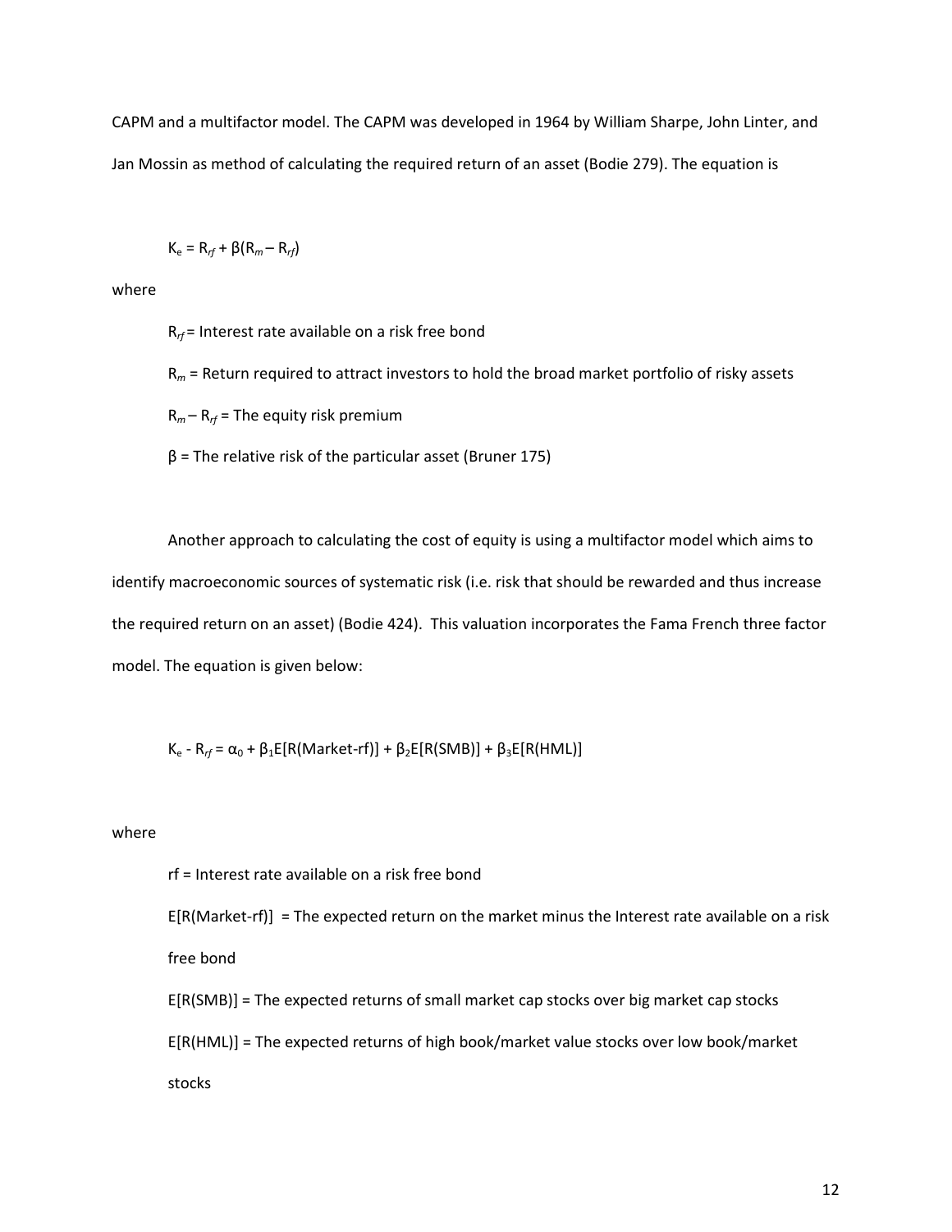CAPM and a multifactor model. The CAPM was developed in 1964 by William Sharpe, John Linter, and Jan Mossin as method of calculating the required return of an asset (Bodie 279). The equation is

$$K_e = R_{rf} + \beta(R_m - R_{rf})$$

where

$R_{rf}$ = Interest rate available on a risk free bond

$R_m$ = Return required to attract investors to hold the broad market portfolio of risky assets

$R_m - R_{rf}$ = The equity risk premium

$\beta$ = The relative risk of the particular asset (Bruner 175)

Another approach to calculating the cost of equity is using a multifactor model which aims to identify macroeconomic sources of systematic risk (i.e. risk that should be rewarded and thus increase the required return on an asset) (Bodie 424). This valuation incorporates the Fama French three factor model. The equation is given below:

$$K_e - R_{rf} = \alpha_0 + \beta_1 E[R(\text{Market-rf})] + \beta_2 E[R(\text{SMB})] + \beta_3 E[R(\text{HML})]$$

where

rf = Interest rate available on a risk free bond

E[R(Market-rf)] = The expected return on the market minus the Interest rate available on a risk free bond

E[R(SMB)] = The expected returns of small market cap stocks over big market cap stocks

E[R(HML)] = The expected returns of high book/market value stocks over low book/market stocks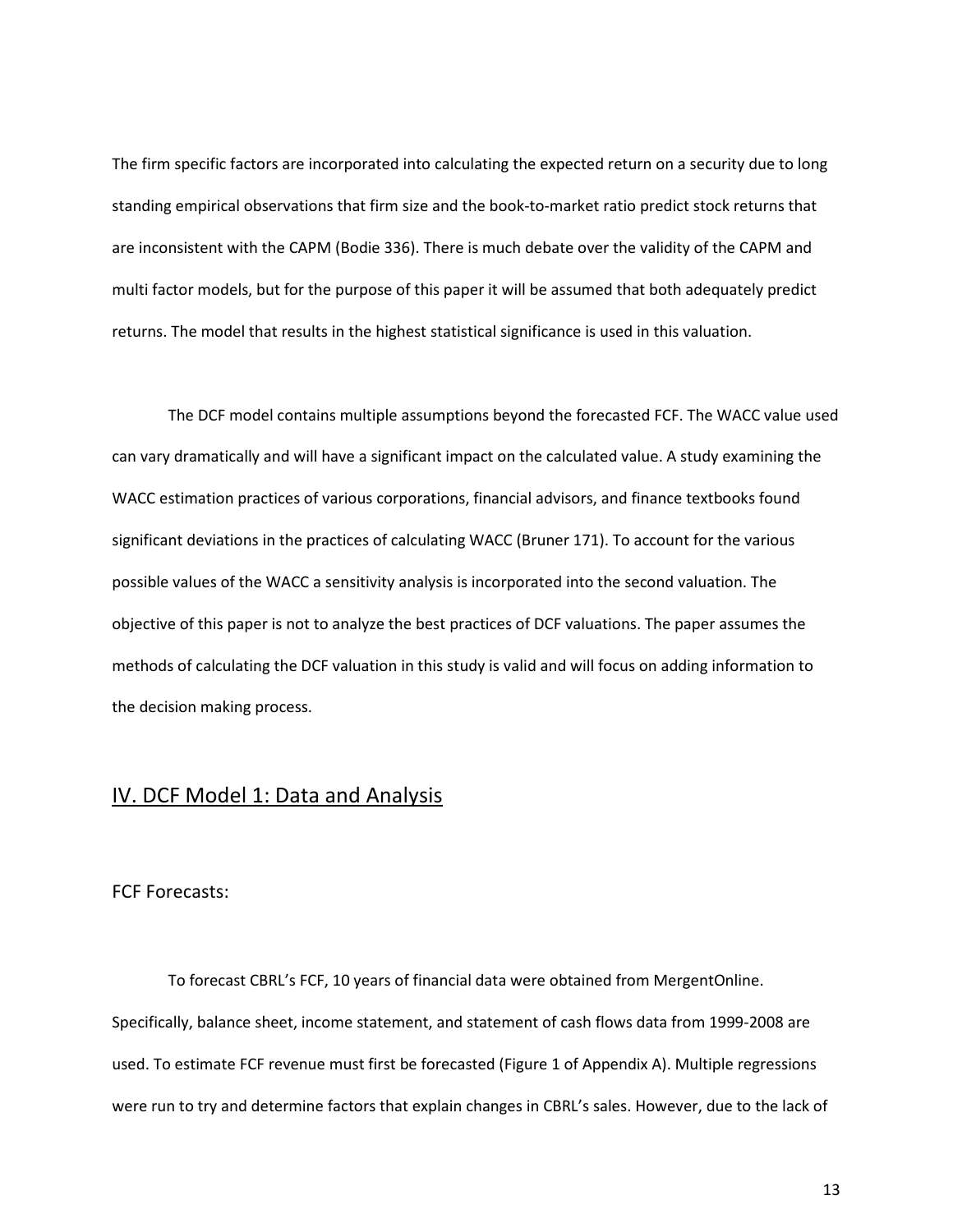The firm specific factors are incorporated into calculating the expected return on a security due to long standing empirical observations that firm size and the book-to-market ratio predict stock returns that are inconsistent with the CAPM (Bodie 336). There is much debate over the validity of the CAPM and multi factor models, but for the purpose of this paper it will be assumed that both adequately predict returns. The model that results in the highest statistical significance is used in this valuation.

The DCF model contains multiple assumptions beyond the forecasted FCF. The WACC value used can vary dramatically and will have a significant impact on the calculated value. A study examining the WACC estimation practices of various corporations, financial advisors, and finance textbooks found significant deviations in the practices of calculating WACC (Bruner 171). To account for the various possible values of the WACC a sensitivity analysis is incorporated into the second valuation. The objective of this paper is not to analyze the best practices of DCF valuations. The paper assumes the methods of calculating the DCF valuation in this study is valid and will focus on adding information to the decision making process.

## IV. DCF Model 1: Data and Analysis

### FCF Forecasts:

To forecast CBRL's FCF, 10 years of financial data were obtained from MergentOnline. Specifically, balance sheet, income statement, and statement of cash flows data from 1999-2008 are used. To estimate FCF revenue must first be forecasted (Figure 1 of Appendix A). Multiple regressions were run to try and determine factors that explain changes in CBRL's sales. However, due to the lack of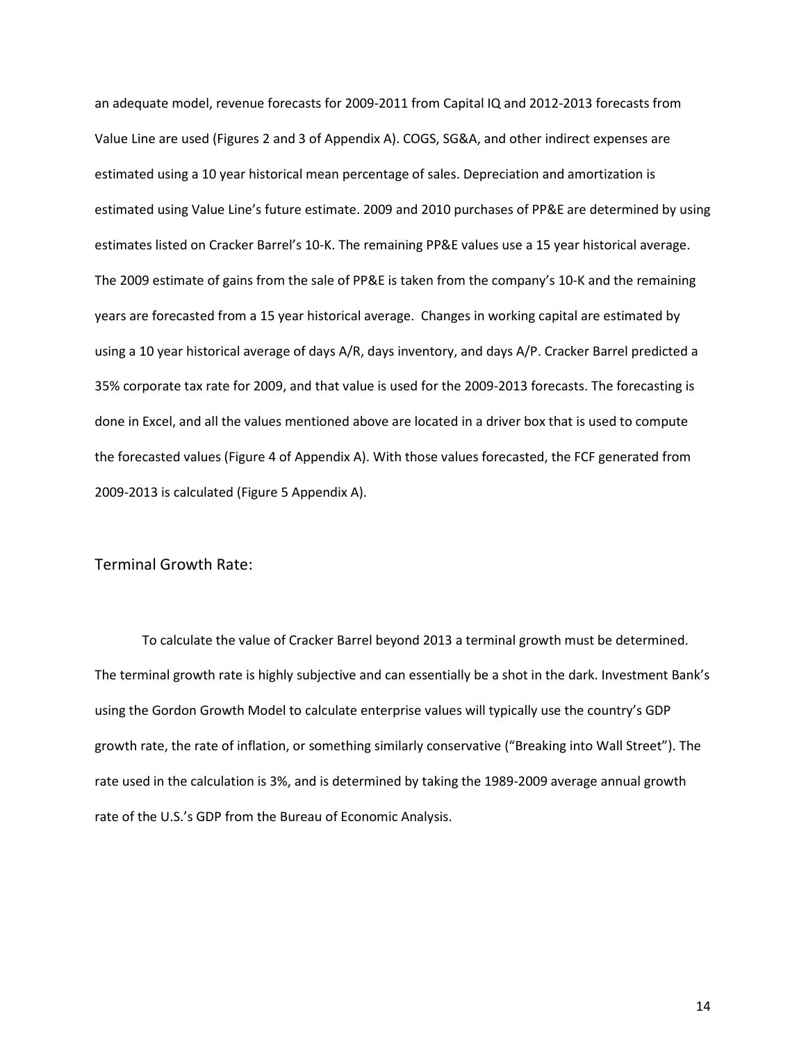an adequate model, revenue forecasts for 2009-2011 from Capital IQ and 2012-2013 forecasts from Value Line are used (Figures 2 and 3 of Appendix A). COGS, SG&A, and other indirect expenses are estimated using a 10 year historical mean percentage of sales. Depreciation and amortization is estimated using Value Line's future estimate. 2009 and 2010 purchases of PP&E are determined by using estimates listed on Cracker Barrel's 10-K. The remaining PP&E values use a 15 year historical average. The 2009 estimate of gains from the sale of PP&E is taken from the company's 10-K and the remaining years are forecasted from a 15 year historical average. Changes in working capital are estimated by using a 10 year historical average of days A/R, days inventory, and days A/P. Cracker Barrel predicted a 35% corporate tax rate for 2009, and that value is used for the 2009-2013 forecasts. The forecasting is done in Excel, and all the values mentioned above are located in a driver box that is used to compute the forecasted values (Figure 4 of Appendix A). With those values forecasted, the FCF generated from 2009-2013 is calculated (Figure 5 Appendix A).

## Terminal Growth Rate:

To calculate the value of Cracker Barrel beyond 2013 a terminal growth must be determined. The terminal growth rate is highly subjective and can essentially be a shot in the dark. Investment Bank's using the Gordon Growth Model to calculate enterprise values will typically use the country's GDP growth rate, the rate of inflation, or something similarly conservative ("Breaking into Wall Street"). The rate used in the calculation is 3%, and is determined by taking the 1989-2009 average annual growth rate of the U.S.'s GDP from the Bureau of Economic Analysis.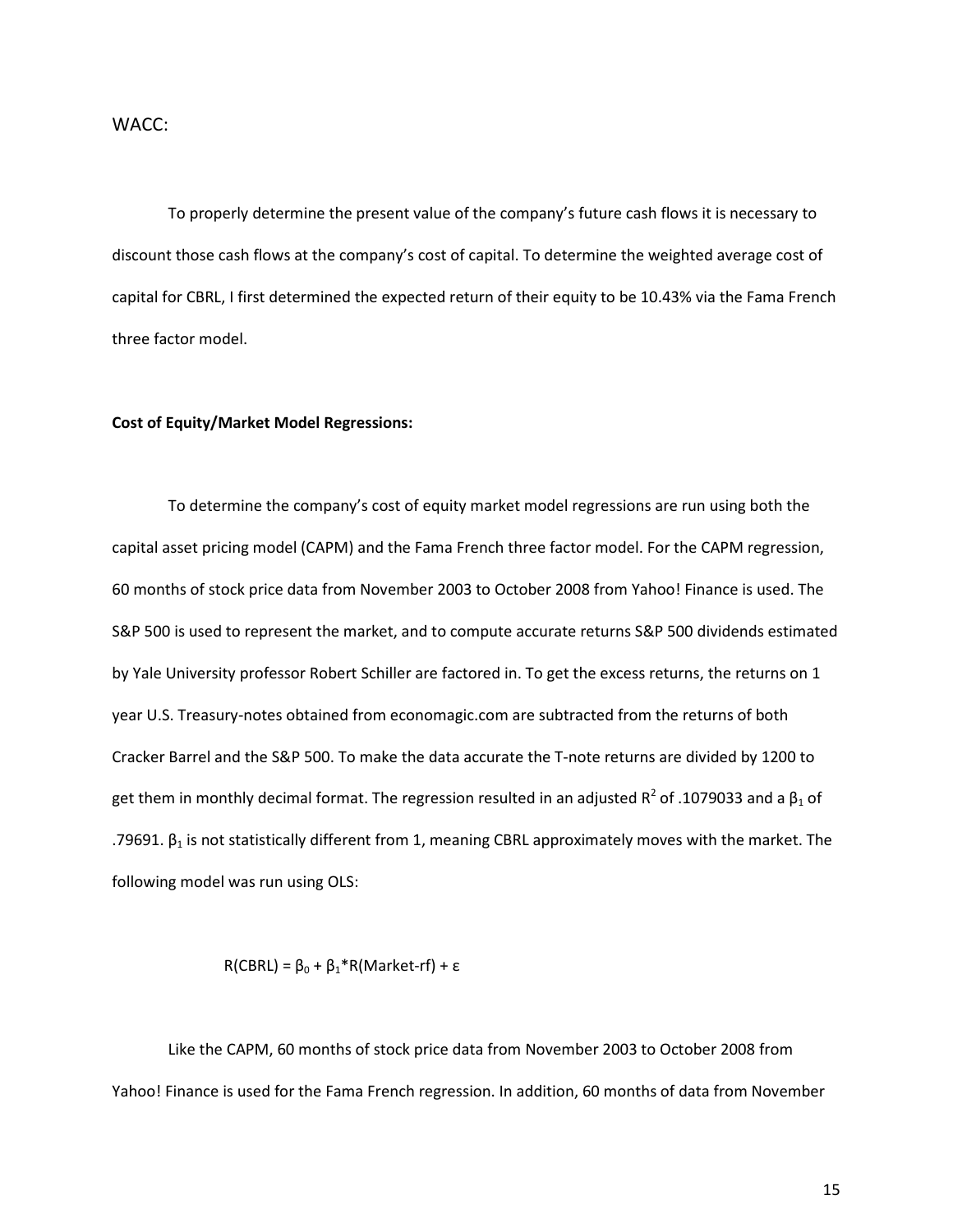WACC:

To properly determine the present value of the company's future cash flows it is necessary to discount those cash flows at the company's cost of capital. To determine the weighted average cost of capital for CBRL, I first determined the expected return of their equity to be 10.43% via the Fama French three factor model.

**Cost of Equity/Market Model Regressions:**

To determine the company's cost of equity market model regressions are run using both the capital asset pricing model (CAPM) and the Fama French three factor model. For the CAPM regression, 60 months of stock price data from November 2003 to October 2008 from Yahoo! Finance is used. The S&P 500 is used to represent the market, and to compute accurate returns S&P 500 dividends estimated by Yale University professor Robert Schiller are factored in. To get the excess returns, the returns on 1 year U.S. Treasury-notes obtained from economagic.com are subtracted from the returns of both Cracker Barrel and the S&P 500. To make the data accurate the T-note returns are divided by 1200 to get them in monthly decimal format. The regression resulted in an adjusted $R^2$ of .1079033 and a $\beta_1$ of .79691. $\beta_1$ is not statistically different from 1, meaning CBRL approximately moves with the market. The following model was run using OLS:

$$R(CBRL) = \beta_0 + \beta_1 * R(Market\text{-}rf) + \varepsilon$$

Like the CAPM, 60 months of stock price data from November 2003 to October 2008 from Yahoo! Finance is used for the Fama French regression. In addition, 60 months of data from November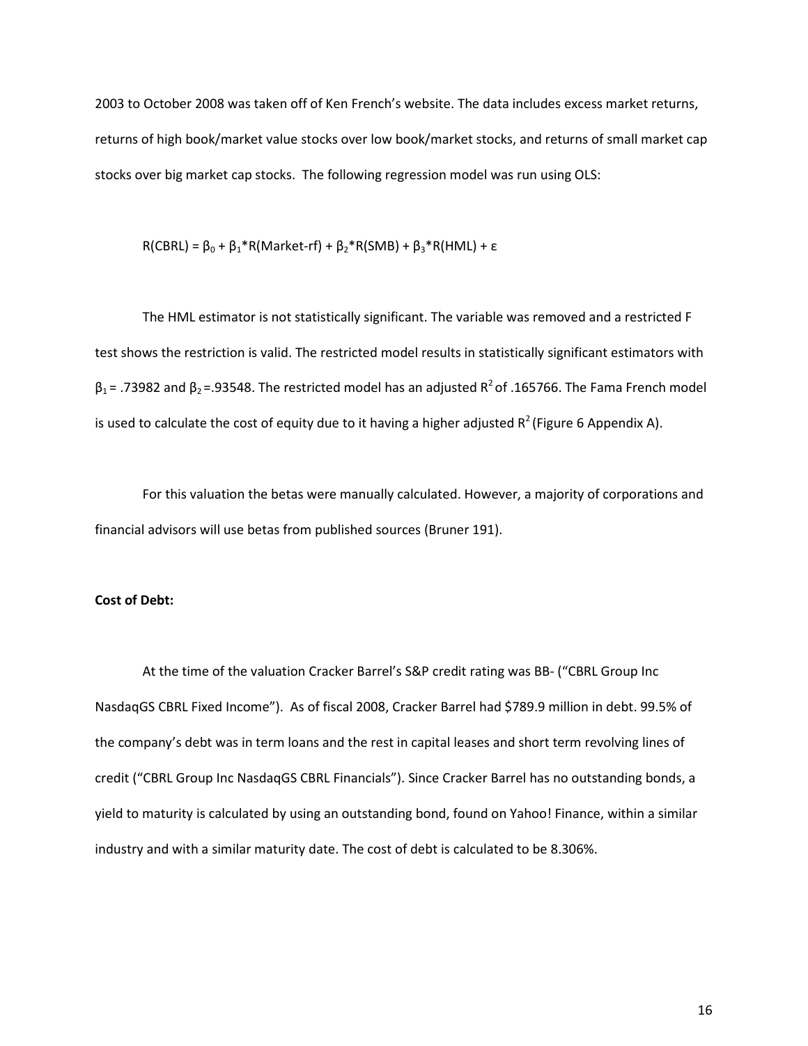2003 to October 2008 was taken off of Ken French's website. The data includes excess market returns, returns of high book/market value stocks over low book/market stocks, and returns of small market cap stocks over big market cap stocks. The following regression model was run using OLS:

$$R(CBRL) = \beta_0 + \beta_1 * R(Market\text{-}rf) + \beta_2 * R(SMB) + \beta_3 * R(HML) + \varepsilon$$

The HML estimator is not statistically significant. The variable was removed and a restricted F test shows the restriction is valid. The restricted model results in statistically significant estimators with $\beta_1 = .73982$ and $\beta_2 = .93548$. The restricted model has an adjusted $R^2$ of .165766. The Fama French model is used to calculate the cost of equity due to it having a higher adjusted $R^2$ (Figure 6 Appendix A).

For this valuation the betas were manually calculated. However, a majority of corporations and financial advisors will use betas from published sources (Bruner 191).

**Cost of Debt:**

At the time of the valuation Cracker Barrel's S&P credit rating was BB- ("CBRL Group Inc NasdaqGS CBRL Fixed Income"). As of fiscal 2008, Cracker Barrel had $789.9 million in debt. 99.5% of the company's debt was in term loans and the rest in capital leases and short term revolving lines of credit ("CBRL Group Inc NasdaqGS CBRL Financials"). Since Cracker Barrel has no outstanding bonds, a yield to maturity is calculated by using an outstanding bond, found on Yahoo! Finance, within a similar industry and with a similar maturity date. The cost of debt is calculated to be 8.306%.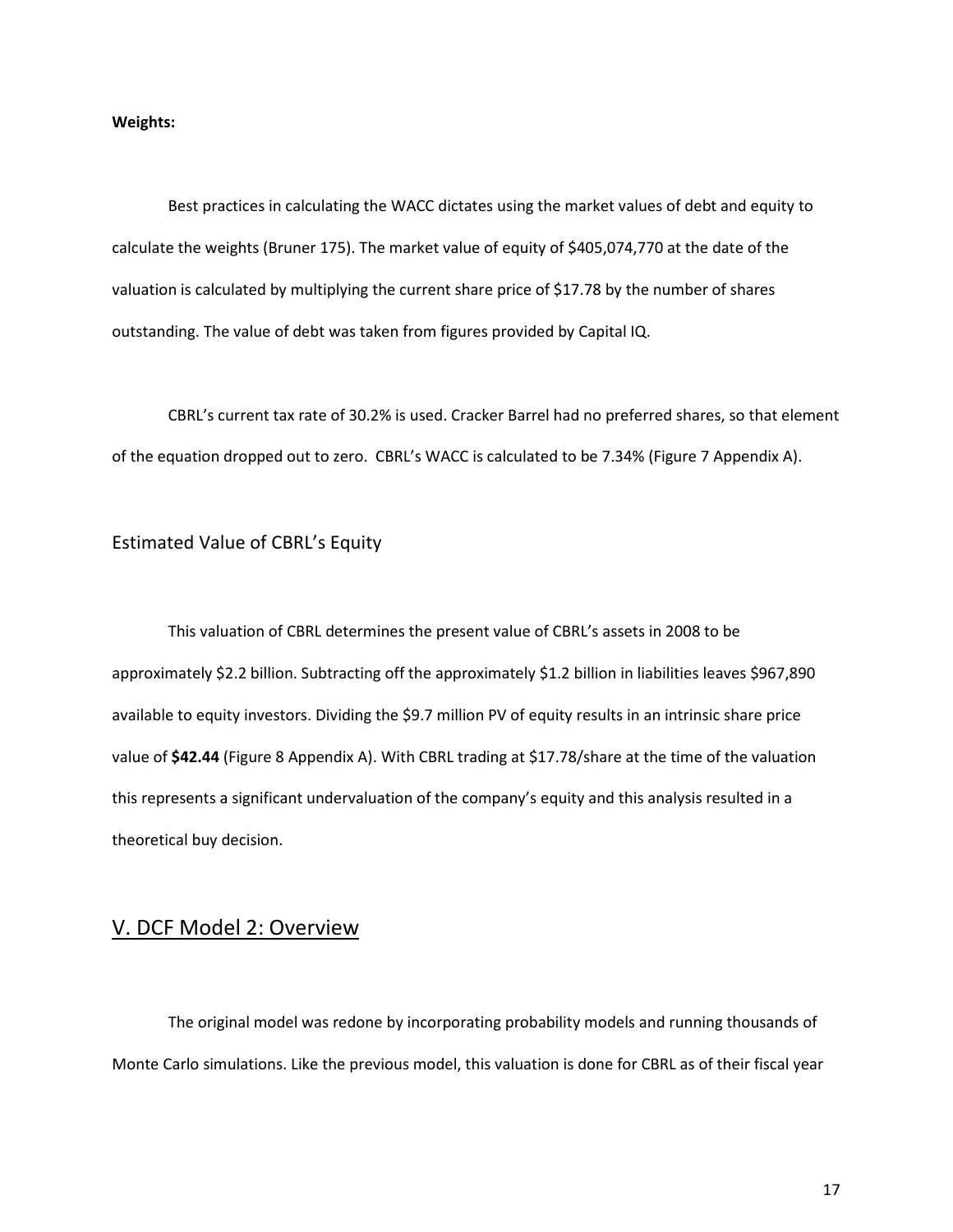**Weights:**

Best practices in calculating the WACC dictates using the market values of debt and equity to calculate the weights (Bruner 175). The market value of equity of $405,074,770 at the date of the valuation is calculated by multiplying the current share price of $17.78 by the number of shares outstanding. The value of debt was taken from figures provided by Capital IQ.

CBRL's current tax rate of 30.2% is used. Cracker Barrel had no preferred shares, so that element of the equation dropped out to zero. CBRL's WACC is calculated to be 7.34% (Figure 7 Appendix A).

### Estimated Value of CBRL's Equity

This valuation of CBRL determines the present value of CBRL's assets in 2008 to be approximately $2.2 billion. Subtracting off the approximately $1.2 billion in liabilities leaves $967,890 available to equity investors. Dividing the $9.7 million PV of equity results in an intrinsic share price value of **$42.44** (Figure 8 Appendix A). With CBRL trading at $17.78/share at the time of the valuation this represents a significant undervaluation of the company's equity and this analysis resulted in a theoretical buy decision.

## V. DCF Model 2: Overview

The original model was redone by incorporating probability models and running thousands of Monte Carlo simulations. Like the previous model, this valuation is done for CBRL as of their fiscal year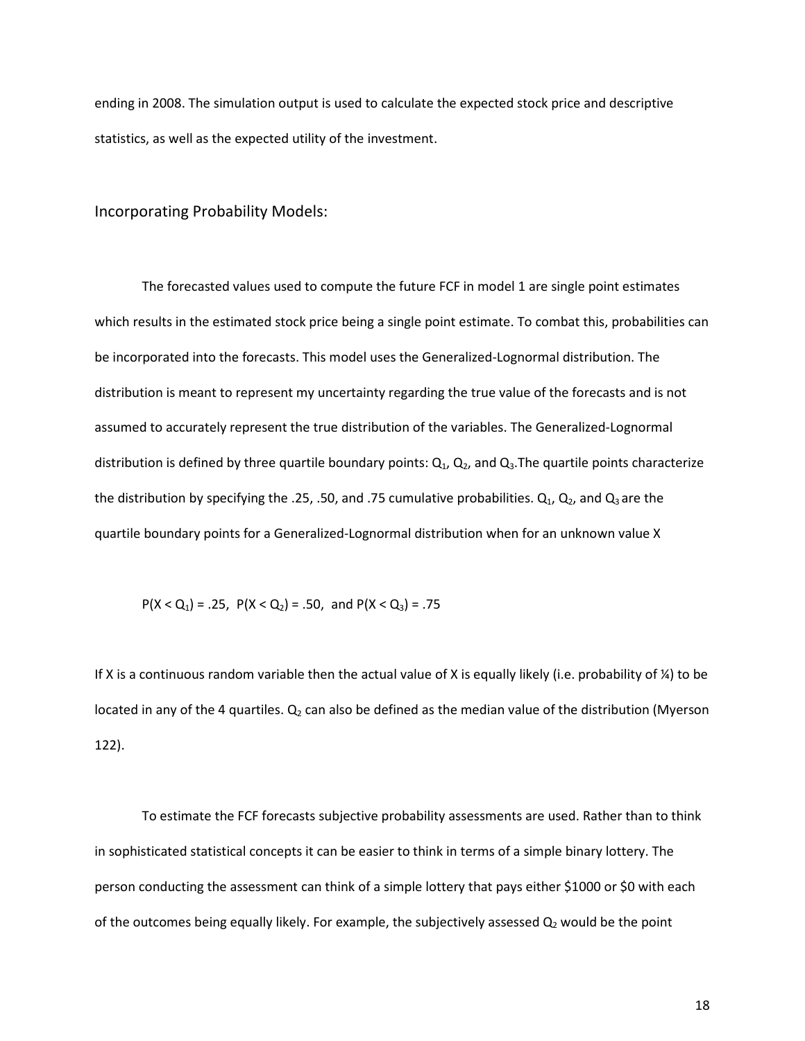ending in 2008. The simulation output is used to calculate the expected stock price and descriptive statistics, as well as the expected utility of the investment.

## Incorporating Probability Models:

The forecasted values used to compute the future FCF in model 1 are single point estimates which results in the estimated stock price being a single point estimate. To combat this, probabilities can be incorporated into the forecasts. This model uses the Generalized-Lognormal distribution. The distribution is meant to represent my uncertainty regarding the true value of the forecasts and is not assumed to accurately represent the true distribution of the variables. The Generalized-Lognormal distribution is defined by three quartile boundary points: $Q_1$, $Q_2$, and $Q_3$.The quartile points characterize the distribution by specifying the .25, .50, and .75 cumulative probabilities. $Q_1$, $Q_2$, and $Q_3$ are the quartile boundary points for a Generalized-Lognormal distribution when for an unknown value X

$$P(X < Q_1) = .25, \quad P(X < Q_2) = .50, \quad \text{and } P(X < Q_3) = .75$$

If X is a continuous random variable then the actual value of X is equally likely (i.e. probability of ¼) to be located in any of the 4 quartiles. $Q_2$ can also be defined as the median value of the distribution (Myerson 122).

To estimate the FCF forecasts subjective probability assessments are used. Rather than to think in sophisticated statistical concepts it can be easier to think in terms of a simple binary lottery. The person conducting the assessment can think of a simple lottery that pays either $1000 or $0 with each of the outcomes being equally likely. For example, the subjectively assessed $Q_2$ would be the point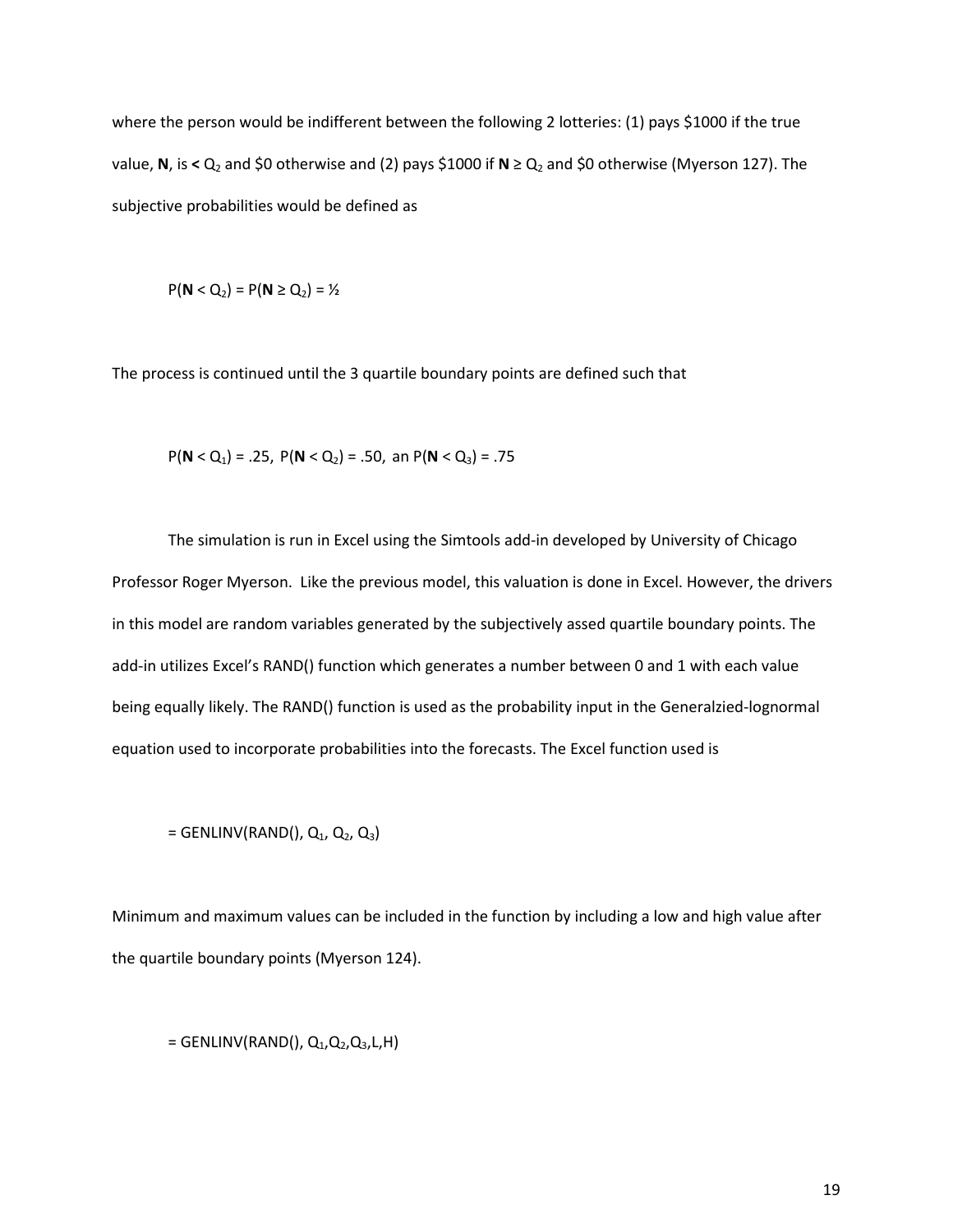where the person would be indifferent between the following 2 lotteries: (1) pays $1000 if the true value, **N**, is **<** $Q_2$ and $0 otherwise and (2) pays $1000 if **N** ≥ $Q_2$ and $0 otherwise (Myerson 127). The subjective probabilities would be defined as

$$P(\mathbf{N} < Q_2) = P(\mathbf{N} \geq Q_2) = \tfrac{1}{2}$$

The process is continued until the 3 quartile boundary points are defined such that

$$P(\mathbf{N} < Q_1) = .25,\ P(\mathbf{N} < Q_2) = .50,\ \text{an } P(\mathbf{N} < Q_3) = .75$$

The simulation is run in Excel using the Simtools add-in developed by University of Chicago Professor Roger Myerson. Like the previous model, this valuation is done in Excel. However, the drivers in this model are random variables generated by the subjectively assed quartile boundary points. The add-in utilizes Excel's RAND() function which generates a number between 0 and 1 with each value being equally likely. The RAND() function is used as the probability input in the Generalzied-lognormal equation used to incorporate probabilities into the forecasts. The Excel function used is

= GENLINV(RAND(), $Q_1$, $Q_2$, $Q_3$)

Minimum and maximum values can be included in the function by including a low and high value after the quartile boundary points (Myerson 124).

= GENLINV(RAND(), $Q_1$,$Q_2$,$Q_3$,L,H)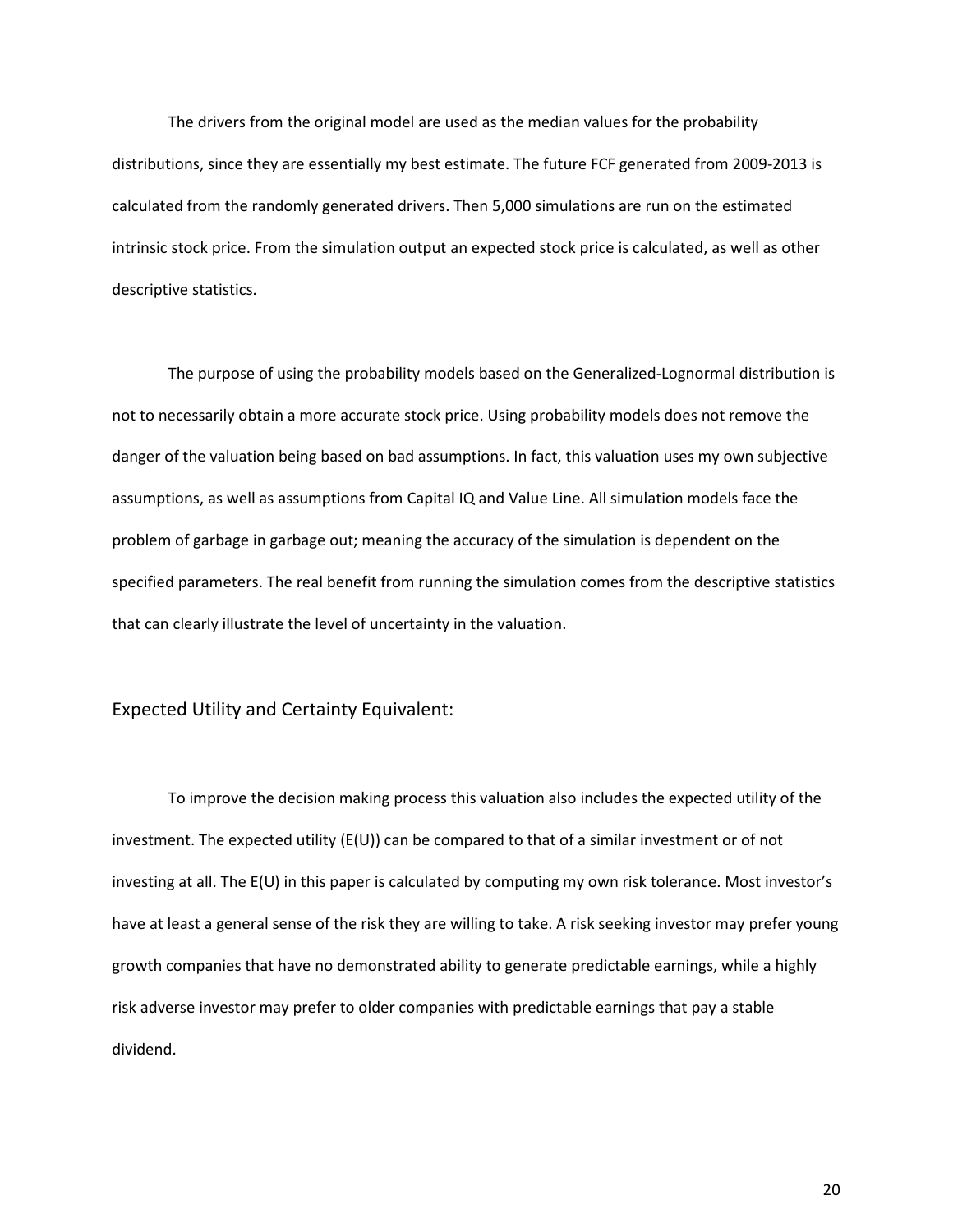The drivers from the original model are used as the median values for the probability distributions, since they are essentially my best estimate. The future FCF generated from 2009-2013 is calculated from the randomly generated drivers. Then 5,000 simulations are run on the estimated intrinsic stock price. From the simulation output an expected stock price is calculated, as well as other descriptive statistics.

The purpose of using the probability models based on the Generalized-Lognormal distribution is not to necessarily obtain a more accurate stock price. Using probability models does not remove the danger of the valuation being based on bad assumptions. In fact, this valuation uses my own subjective assumptions, as well as assumptions from Capital IQ and Value Line. All simulation models face the problem of garbage in garbage out; meaning the accuracy of the simulation is dependent on the specified parameters. The real benefit from running the simulation comes from the descriptive statistics that can clearly illustrate the level of uncertainty in the valuation.

## Expected Utility and Certainty Equivalent:

To improve the decision making process this valuation also includes the expected utility of the investment. The expected utility (E(U)) can be compared to that of a similar investment or of not investing at all. The E(U) in this paper is calculated by computing my own risk tolerance. Most investor's have at least a general sense of the risk they are willing to take. A risk seeking investor may prefer young growth companies that have no demonstrated ability to generate predictable earnings, while a highly risk adverse investor may prefer to older companies with predictable earnings that pay a stable dividend.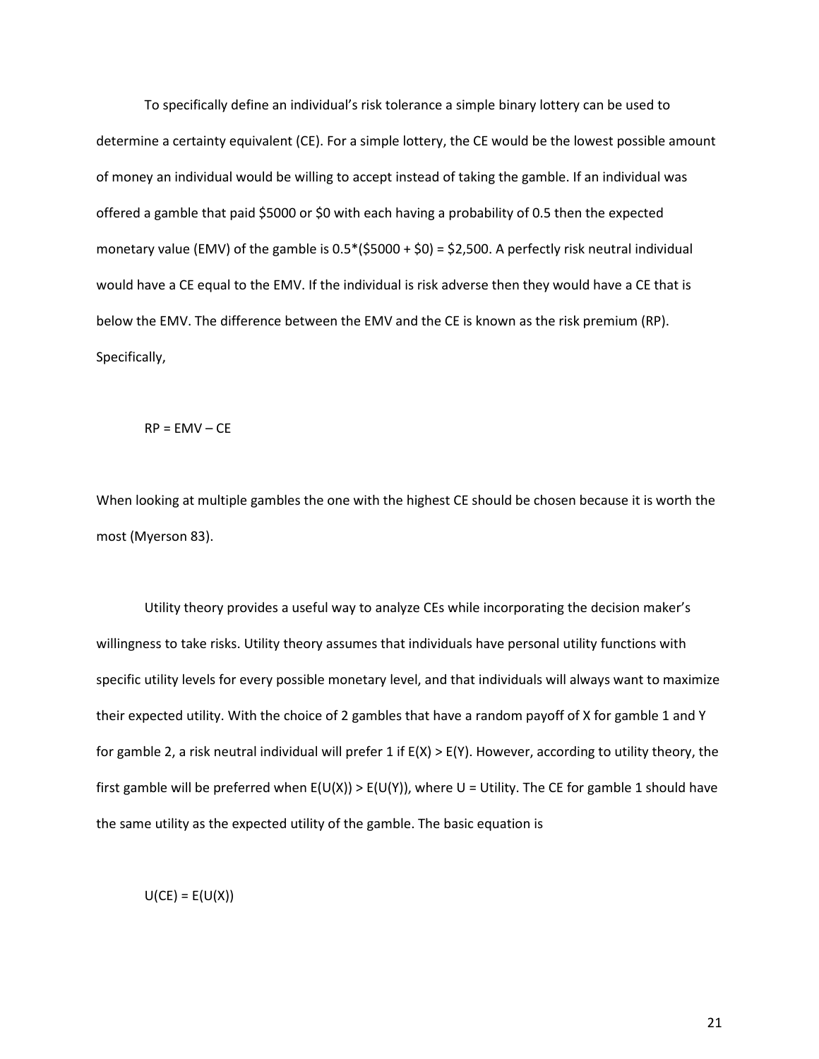To specifically define an individual's risk tolerance a simple binary lottery can be used to determine a certainty equivalent (CE). For a simple lottery, the CE would be the lowest possible amount of money an individual would be willing to accept instead of taking the gamble. If an individual was offered a gamble that paid \$5000 or \$0 with each having a probability of 0.5 then the expected monetary value (EMV) of the gamble is 0.5*(\$5000 + \$0) = \$2,500. A perfectly risk neutral individual would have a CE equal to the EMV. If the individual is risk adverse then they would have a CE that is below the EMV. The difference between the EMV and the CE is known as the risk premium (RP). Specifically,

$$RP = EMV - CE$$

When looking at multiple gambles the one with the highest CE should be chosen because it is worth the most (Myerson 83).

Utility theory provides a useful way to analyze CEs while incorporating the decision maker's willingness to take risks. Utility theory assumes that individuals have personal utility functions with specific utility levels for every possible monetary level, and that individuals will always want to maximize their expected utility. With the choice of 2 gambles that have a random payoff of X for gamble 1 and Y for gamble 2, a risk neutral individual will prefer 1 if $E(X) > E(Y)$. However, according to utility theory, the first gamble will be preferred when $E(U(X)) > E(U(Y))$, where U = Utility. The CE for gamble 1 should have the same utility as the expected utility of the gamble. The basic equation is

$$U(CE) = E(U(X))$$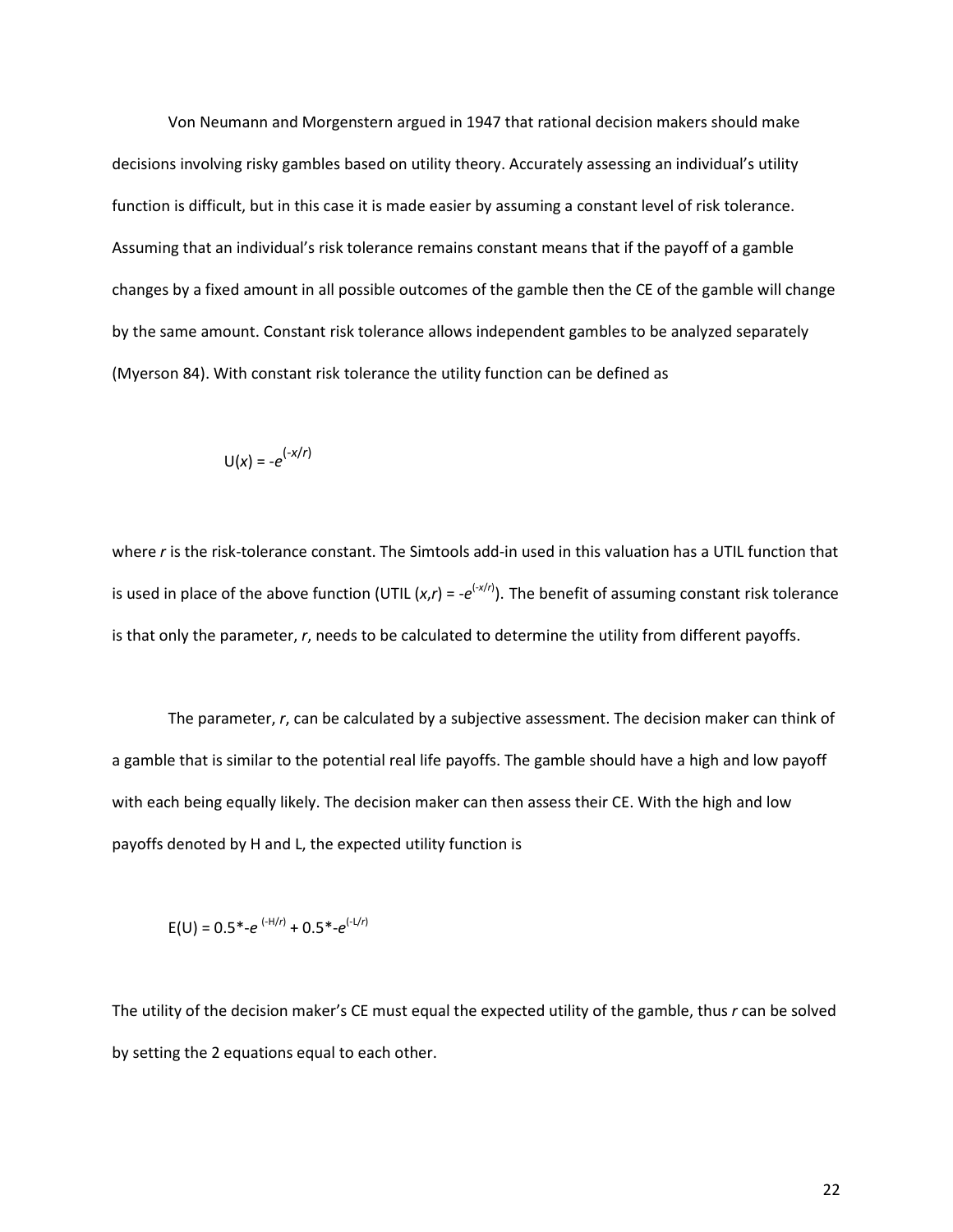Von Neumann and Morgenstern argued in 1947 that rational decision makers should make decisions involving risky gambles based on utility theory. Accurately assessing an individual's utility function is difficult, but in this case it is made easier by assuming a constant level of risk tolerance. Assuming that an individual's risk tolerance remains constant means that if the payoff of a gamble changes by a fixed amount in all possible outcomes of the gamble then the CE of the gamble will change by the same amount. Constant risk tolerance allows independent gambles to be analyzed separately (Myerson 84). With constant risk tolerance the utility function can be defined as

$$U(x) = -e^{(-x/r)}$$

where $r$ is the risk-tolerance constant. The Simtools add-in used in this valuation has a UTIL function that is used in place of the above function (UTIL $(x,r) = -e^{(-x/r)}$). The benefit of assuming constant risk tolerance is that only the parameter, $r$, needs to be calculated to determine the utility from different payoffs.

The parameter, $r$, can be calculated by a subjective assessment. The decision maker can think of a gamble that is similar to the potential real life payoffs. The gamble should have a high and low payoff with each being equally likely. The decision maker can then assess their CE. With the high and low payoffs denoted by H and L, the expected utility function is

$$E(U) = 0.5*-e^{(-H/r)} + 0.5*-e^{(-L/r)}$$

The utility of the decision maker's CE must equal the expected utility of the gamble, thus $r$ can be solved by setting the 2 equations equal to each other.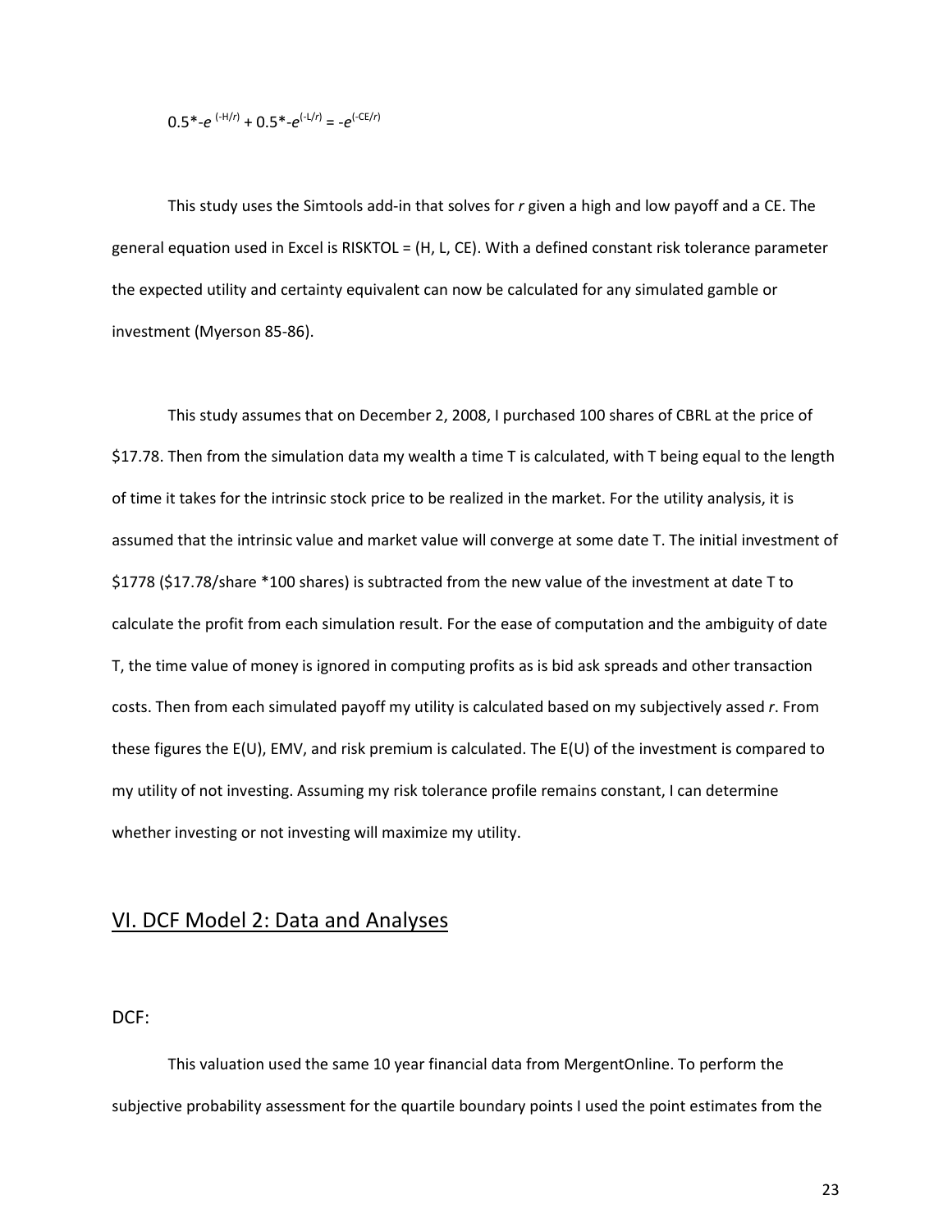$$0.5*-e^{(-H/r)} + 0.5*-e^{(-L/r)} = -e^{(-CE/r)}$$

This study uses the Simtools add-in that solves for *r* given a high and low payoff and a CE. The general equation used in Excel is RISKTOL = (H, L, CE). With a defined constant risk tolerance parameter the expected utility and certainty equivalent can now be calculated for any simulated gamble or investment (Myerson 85-86).

This study assumes that on December 2, 2008, I purchased 100 shares of CBRL at the price of $17.78. Then from the simulation data my wealth a time T is calculated, with T being equal to the length of time it takes for the intrinsic stock price to be realized in the market. For the utility analysis, it is assumed that the intrinsic value and market value will converge at some date T. The initial investment of $1778 ($17.78/share *100 shares) is subtracted from the new value of the investment at date T to calculate the profit from each simulation result. For the ease of computation and the ambiguity of date T, the time value of money is ignored in computing profits as is bid ask spreads and other transaction costs. Then from each simulated payoff my utility is calculated based on my subjectively assed *r*. From these figures the E(U), EMV, and risk premium is calculated. The E(U) of the investment is compared to my utility of not investing. Assuming my risk tolerance profile remains constant, I can determine whether investing or not investing will maximize my utility.

## VI. DCF Model 2: Data and Analyses

### DCF:

This valuation used the same 10 year financial data from MergentOnline. To perform the subjective probability assessment for the quartile boundary points I used the point estimates from the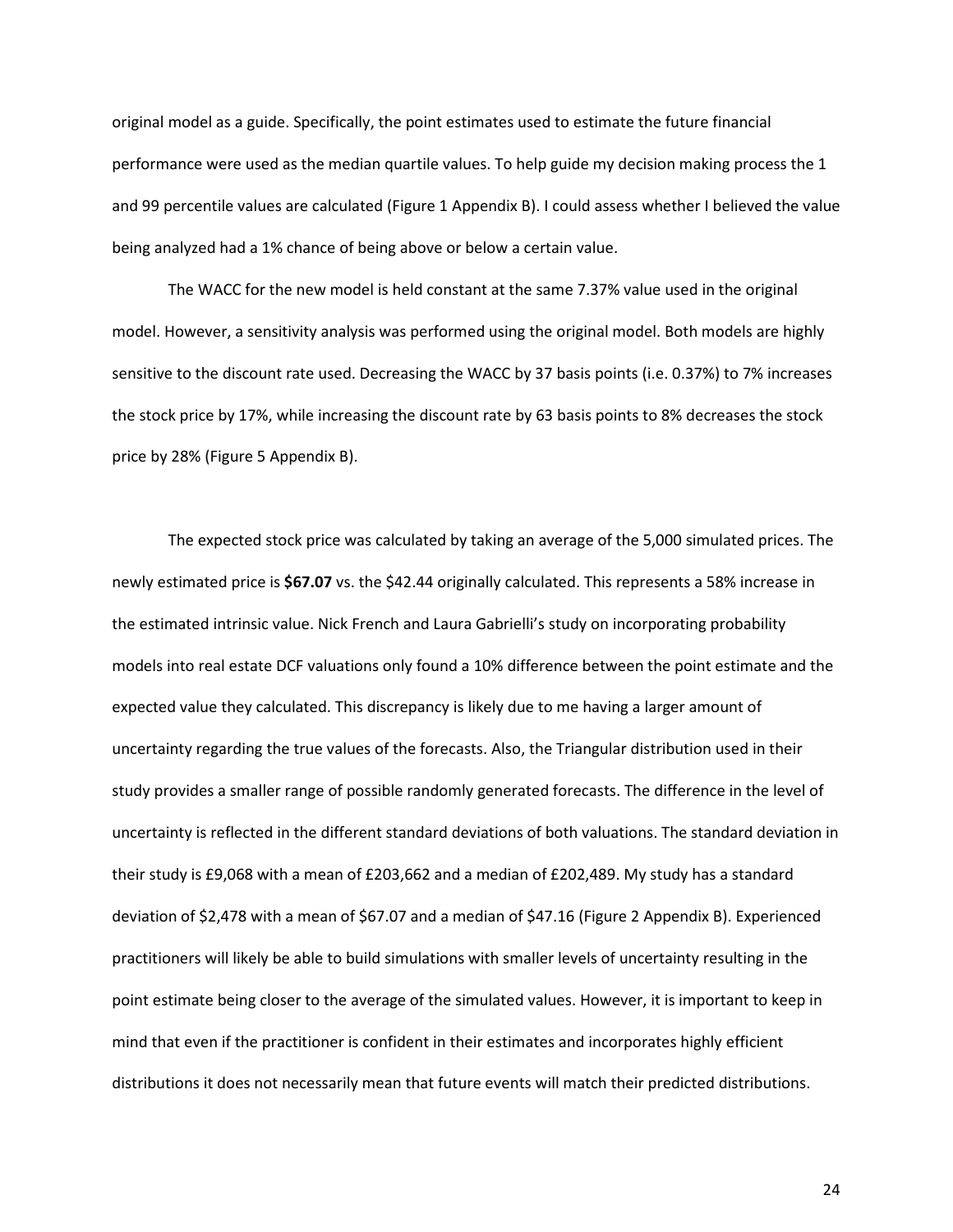original model as a guide. Specifically, the point estimates used to estimate the future financial performance were used as the median quartile values. To help guide my decision making process the 1 and 99 percentile values are calculated (Figure 1 Appendix B). I could assess whether I believed the value being analyzed had a 1% chance of being above or below a certain value.

The WACC for the new model is held constant at the same 7.37% value used in the original model. However, a sensitivity analysis was performed using the original model. Both models are highly sensitive to the discount rate used. Decreasing the WACC by 37 basis points (i.e. 0.37%) to 7% increases the stock price by 17%, while increasing the discount rate by 63 basis points to 8% decreases the stock price by 28% (Figure 5 Appendix B).

The expected stock price was calculated by taking an average of the 5,000 simulated prices. The newly estimated price is **$67.07** vs. the $42.44 originally calculated. This represents a 58% increase in the estimated intrinsic value. Nick French and Laura Gabrielli's study on incorporating probability models into real estate DCF valuations only found a 10% difference between the point estimate and the expected value they calculated. This discrepancy is likely due to me having a larger amount of uncertainty regarding the true values of the forecasts. Also, the Triangular distribution used in their study provides a smaller range of possible randomly generated forecasts. The difference in the level of uncertainty is reflected in the different standard deviations of both valuations. The standard deviation in their study is £9,068 with a mean of £203,662 and a median of £202,489. My study has a standard deviation of $2,478 with a mean of $67.07 and a median of $47.16 (Figure 2 Appendix B). Experienced practitioners will likely be able to build simulations with smaller levels of uncertainty resulting in the point estimate being closer to the average of the simulated values. However, it is important to keep in mind that even if the practitioner is confident in their estimates and incorporates highly efficient distributions it does not necessarily mean that future events will match their predicted distributions.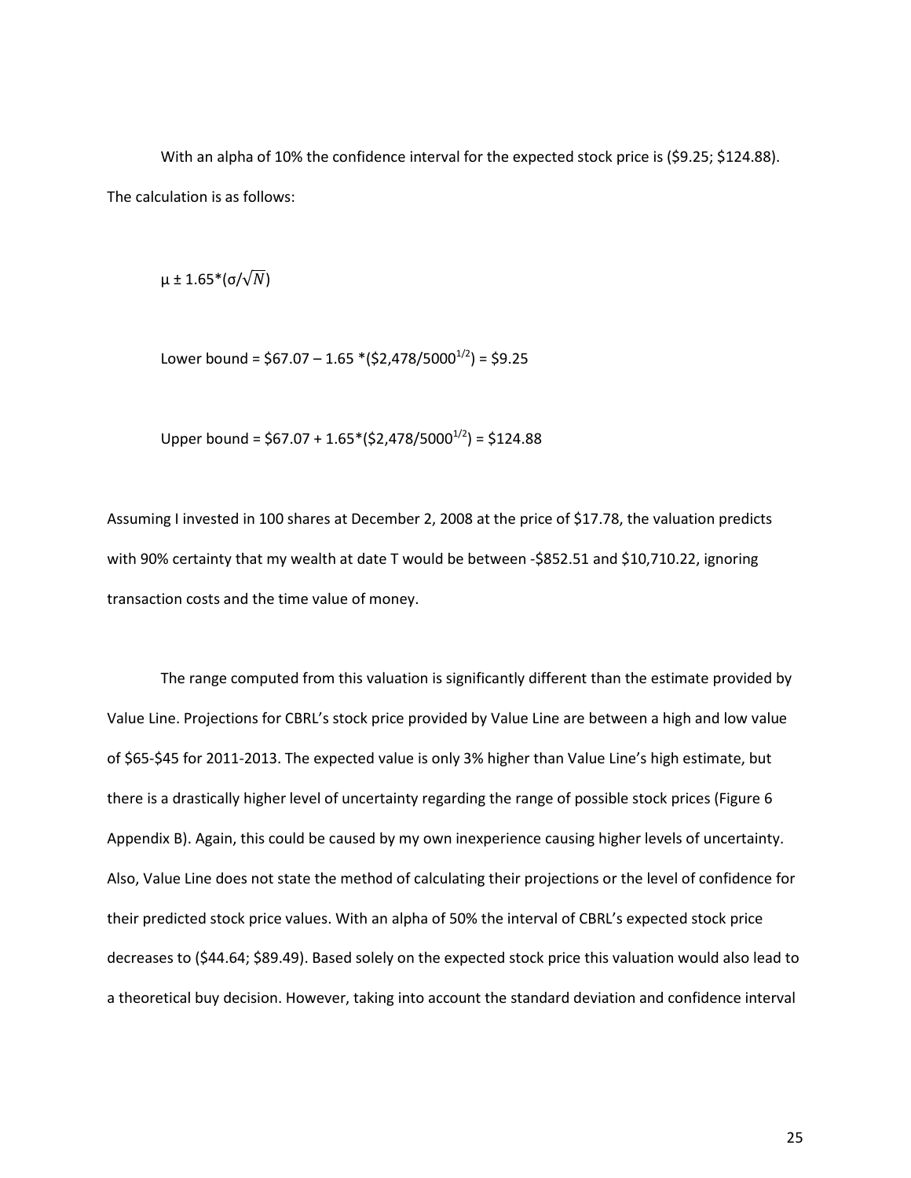With an alpha of 10% the confidence interval for the expected stock price is ($9.25; $124.88). The calculation is as follows:

$\mu \pm 1.65*(\sigma/\sqrt{N})$

Lower bound = $\$67.07 - 1.65*(\$2,478/5000^{1/2}) = \$9.25$

Upper bound = $\$67.07 + 1.65*(\$2,478/5000^{1/2}) = \$124.88$

Assuming I invested in 100 shares at December 2, 2008 at the price of $17.78, the valuation predicts with 90% certainty that my wealth at date T would be between -$852.51 and $10,710.22, ignoring transaction costs and the time value of money.

The range computed from this valuation is significantly different than the estimate provided by Value Line. Projections for CBRL's stock price provided by Value Line are between a high and low value of $65-$45 for 2011-2013. The expected value is only 3% higher than Value Line's high estimate, but there is a drastically higher level of uncertainty regarding the range of possible stock prices (Figure 6 Appendix B). Again, this could be caused by my own inexperience causing higher levels of uncertainty. Also, Value Line does not state the method of calculating their projections or the level of confidence for their predicted stock price values. With an alpha of 50% the interval of CBRL's expected stock price decreases to ($44.64; $89.49). Based solely on the expected stock price this valuation would also lead to a theoretical buy decision. However, taking into account the standard deviation and confidence interval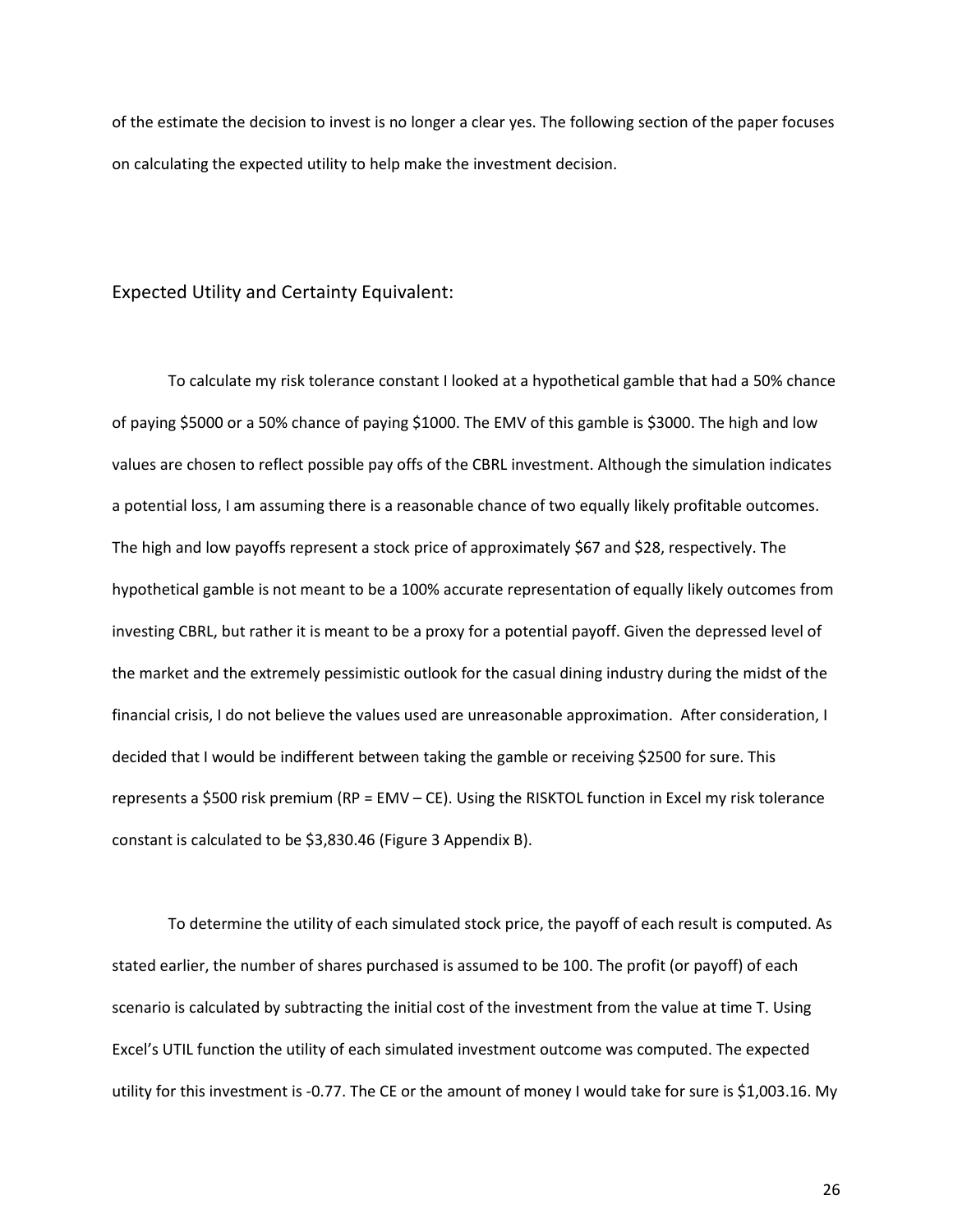of the estimate the decision to invest is no longer a clear yes. The following section of the paper focuses on calculating the expected utility to help make the investment decision.

## Expected Utility and Certainty Equivalent:

To calculate my risk tolerance constant I looked at a hypothetical gamble that had a 50% chance of paying $5000 or a 50% chance of paying $1000. The EMV of this gamble is $3000. The high and low values are chosen to reflect possible pay offs of the CBRL investment. Although the simulation indicates a potential loss, I am assuming there is a reasonable chance of two equally likely profitable outcomes. The high and low payoffs represent a stock price of approximately $67 and $28, respectively. The hypothetical gamble is not meant to be a 100% accurate representation of equally likely outcomes from investing CBRL, but rather it is meant to be a proxy for a potential payoff. Given the depressed level of the market and the extremely pessimistic outlook for the casual dining industry during the midst of the financial crisis, I do not believe the values used are unreasonable approximation. After consideration, I decided that I would be indifferent between taking the gamble or receiving $2500 for sure. This represents a $500 risk premium (RP = EMV – CE). Using the RISKTOL function in Excel my risk tolerance constant is calculated to be $3,830.46 (Figure 3 Appendix B).

To determine the utility of each simulated stock price, the payoff of each result is computed. As stated earlier, the number of shares purchased is assumed to be 100. The profit (or payoff) of each scenario is calculated by subtracting the initial cost of the investment from the value at time T. Using Excel's UTIL function the utility of each simulated investment outcome was computed. The expected utility for this investment is -0.77. The CE or the amount of money I would take for sure is $1,003.16. My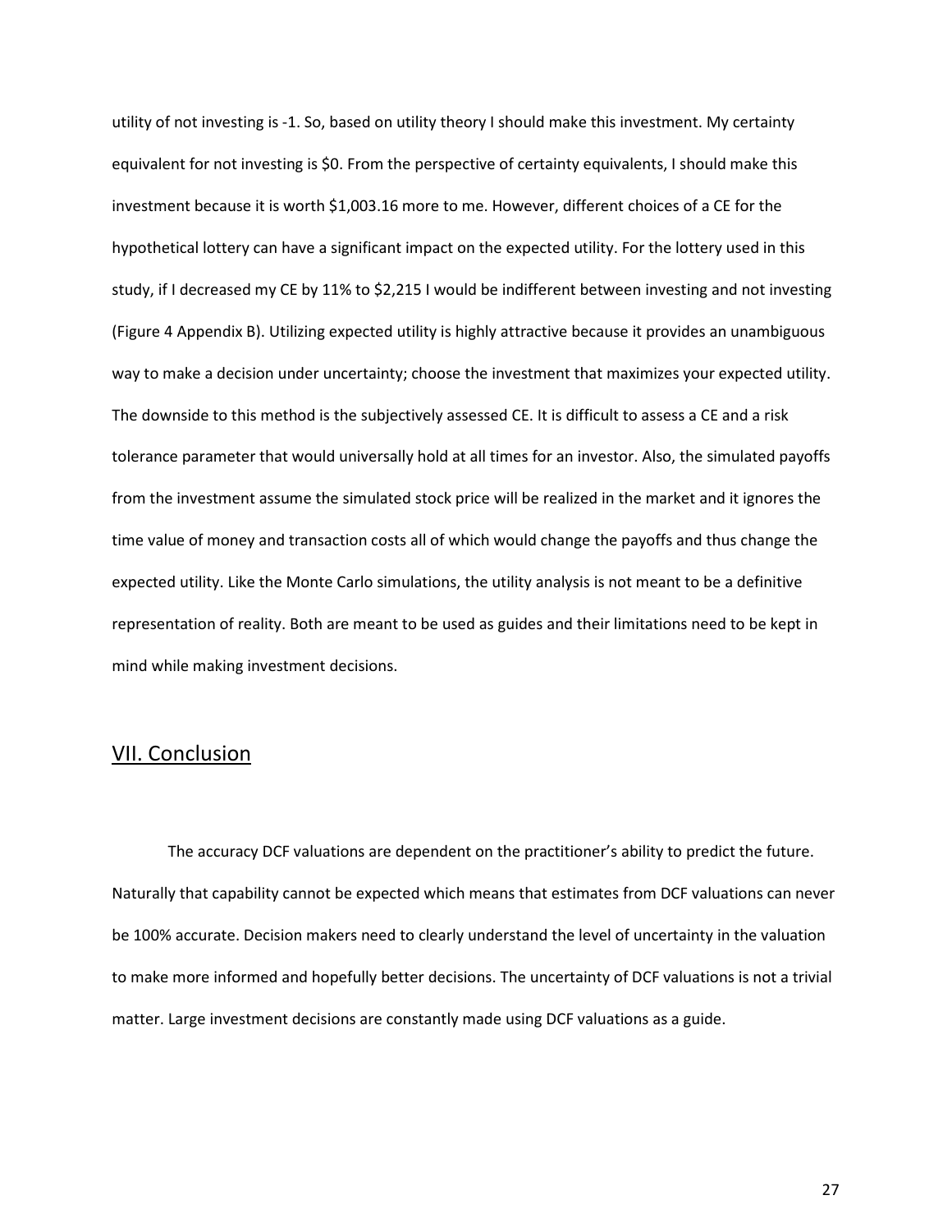utility of not investing is -1. So, based on utility theory I should make this investment. My certainty equivalent for not investing is $0. From the perspective of certainty equivalents, I should make this investment because it is worth $1,003.16 more to me. However, different choices of a CE for the hypothetical lottery can have a significant impact on the expected utility. For the lottery used in this study, if I decreased my CE by 11% to $2,215 I would be indifferent between investing and not investing (Figure 4 Appendix B). Utilizing expected utility is highly attractive because it provides an unambiguous way to make a decision under uncertainty; choose the investment that maximizes your expected utility. The downside to this method is the subjectively assessed CE. It is difficult to assess a CE and a risk tolerance parameter that would universally hold at all times for an investor. Also, the simulated payoffs from the investment assume the simulated stock price will be realized in the market and it ignores the time value of money and transaction costs all of which would change the payoffs and thus change the expected utility. Like the Monte Carlo simulations, the utility analysis is not meant to be a definitive representation of reality. Both are meant to be used as guides and their limitations need to be kept in mind while making investment decisions.

## VII. Conclusion

The accuracy DCF valuations are dependent on the practitioner's ability to predict the future. Naturally that capability cannot be expected which means that estimates from DCF valuations can never be 100% accurate. Decision makers need to clearly understand the level of uncertainty in the valuation to make more informed and hopefully better decisions. The uncertainty of DCF valuations is not a trivial matter. Large investment decisions are constantly made using DCF valuations as a guide.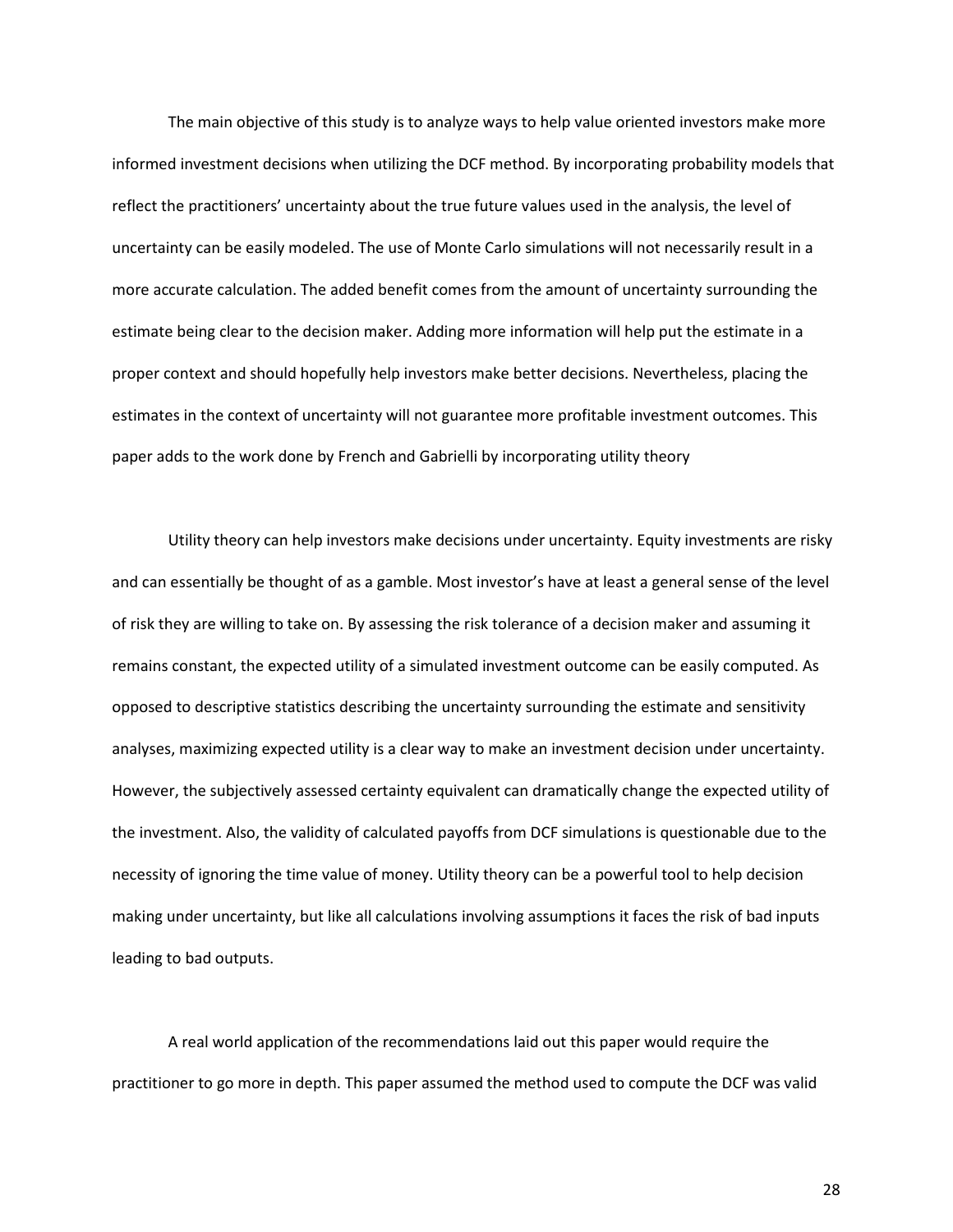The main objective of this study is to analyze ways to help value oriented investors make more informed investment decisions when utilizing the DCF method. By incorporating probability models that reflect the practitioners' uncertainty about the true future values used in the analysis, the level of uncertainty can be easily modeled. The use of Monte Carlo simulations will not necessarily result in a more accurate calculation. The added benefit comes from the amount of uncertainty surrounding the estimate being clear to the decision maker. Adding more information will help put the estimate in a proper context and should hopefully help investors make better decisions. Nevertheless, placing the estimates in the context of uncertainty will not guarantee more profitable investment outcomes. This paper adds to the work done by French and Gabrielli by incorporating utility theory

Utility theory can help investors make decisions under uncertainty. Equity investments are risky and can essentially be thought of as a gamble. Most investor's have at least a general sense of the level of risk they are willing to take on. By assessing the risk tolerance of a decision maker and assuming it remains constant, the expected utility of a simulated investment outcome can be easily computed. As opposed to descriptive statistics describing the uncertainty surrounding the estimate and sensitivity analyses, maximizing expected utility is a clear way to make an investment decision under uncertainty. However, the subjectively assessed certainty equivalent can dramatically change the expected utility of the investment. Also, the validity of calculated payoffs from DCF simulations is questionable due to the necessity of ignoring the time value of money. Utility theory can be a powerful tool to help decision making under uncertainty, but like all calculations involving assumptions it faces the risk of bad inputs leading to bad outputs.

A real world application of the recommendations laid out this paper would require the practitioner to go more in depth. This paper assumed the method used to compute the DCF was valid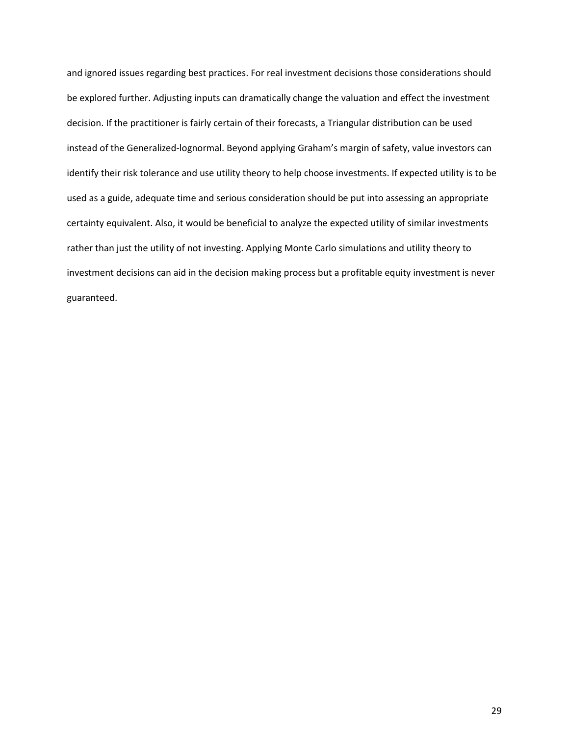and ignored issues regarding best practices. For real investment decisions those considerations should be explored further. Adjusting inputs can dramatically change the valuation and effect the investment decision. If the practitioner is fairly certain of their forecasts, a Triangular distribution can be used instead of the Generalized-lognormal. Beyond applying Graham's margin of safety, value investors can identify their risk tolerance and use utility theory to help choose investments. If expected utility is to be used as a guide, adequate time and serious consideration should be put into assessing an appropriate certainty equivalent. Also, it would be beneficial to analyze the expected utility of similar investments rather than just the utility of not investing. Applying Monte Carlo simulations and utility theory to investment decisions can aid in the decision making process but a profitable equity investment is never guaranteed.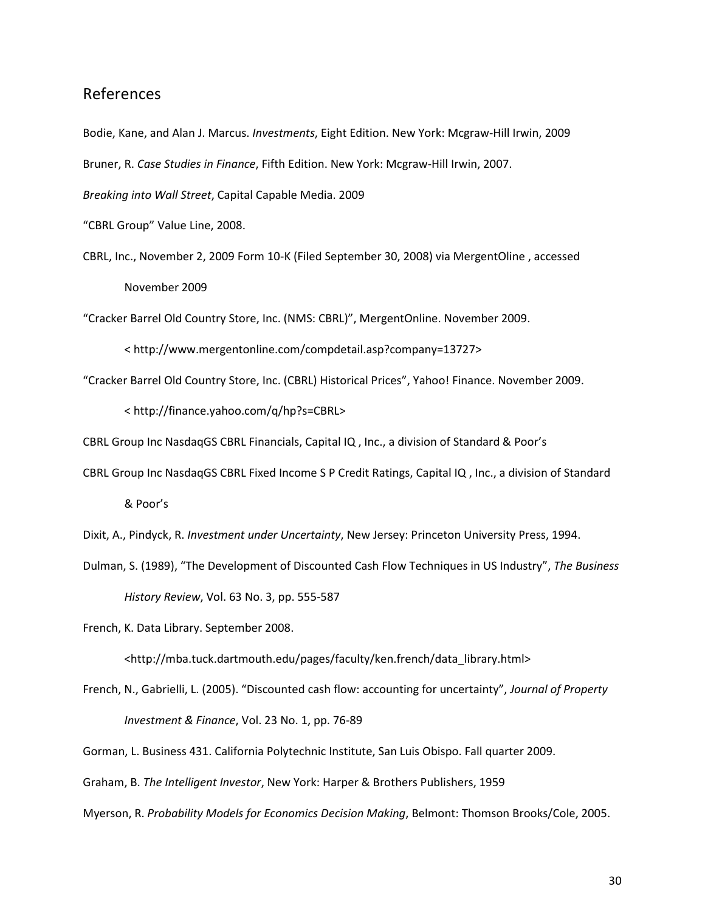## References

Bodie, Kane, and Alan J. Marcus. *Investments*, Eight Edition. New York: Mcgraw-Hill Irwin, 2009

Bruner, R. *Case Studies in Finance*, Fifth Edition. New York: Mcgraw-Hill Irwin, 2007.

*Breaking into Wall Street*, Capital Capable Media. 2009

"CBRL Group" Value Line, 2008.

CBRL, Inc., November 2, 2009 Form 10-K (Filed September 30, 2008) via MergentOline , accessed November 2009

"Cracker Barrel Old Country Store, Inc. (NMS: CBRL)", MergentOnline. November 2009. < http://www.mergentonline.com/compdetail.asp?company=13727>

"Cracker Barrel Old Country Store, Inc. (CBRL) Historical Prices", Yahoo! Finance. November 2009. < http://finance.yahoo.com/q/hp?s=CBRL>

CBRL Group Inc NasdaqGS CBRL Financials, Capital IQ , Inc., a division of Standard & Poor's

CBRL Group Inc NasdaqGS CBRL Fixed Income S P Credit Ratings, Capital IQ , Inc., a division of Standard & Poor's

Dixit, A., Pindyck, R. *Investment under Uncertainty*, New Jersey: Princeton University Press, 1994.

Dulman, S. (1989), "The Development of Discounted Cash Flow Techniques in US Industry", *The Business History Review*, Vol. 63 No. 3, pp. 555-587

French, K. Data Library. September 2008. <http://mba.tuck.dartmouth.edu/pages/faculty/ken.french/data_library.html>

French, N., Gabrielli, L. (2005). "Discounted cash flow: accounting for uncertainty", *Journal of Property Investment & Finance*, Vol. 23 No. 1, pp. 76-89

Gorman, L. Business 431. California Polytechnic Institute, San Luis Obispo. Fall quarter 2009.

Graham, B. *The Intelligent Investor*, New York: Harper & Brothers Publishers, 1959

Myerson, R. *Probability Models for Economics Decision Making*, Belmont: Thomson Brooks/Cole, 2005.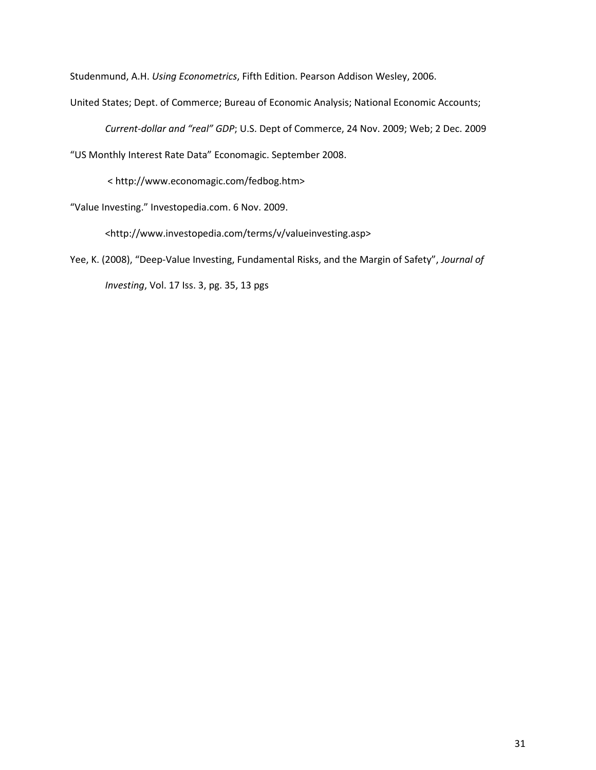Studenmund, A.H. *Using Econometrics*, Fifth Edition. Pearson Addison Wesley, 2006.

United States; Dept. of Commerce; Bureau of Economic Analysis; National Economic Accounts; *Current-dollar and "real" GDP*; U.S. Dept of Commerce, 24 Nov. 2009; Web; 2 Dec. 2009

"US Monthly Interest Rate Data" Economagic. September 2008. < http://www.economagic.com/fedbog.htm>

"Value Investing." Investopedia.com. 6 Nov. 2009. <http://www.investopedia.com/terms/v/valueinvesting.asp>

Yee, K. (2008), "Deep-Value Investing, Fundamental Risks, and the Margin of Safety", *Journal of Investing*, Vol. 17 Iss. 3, pg. 35, 13 pgs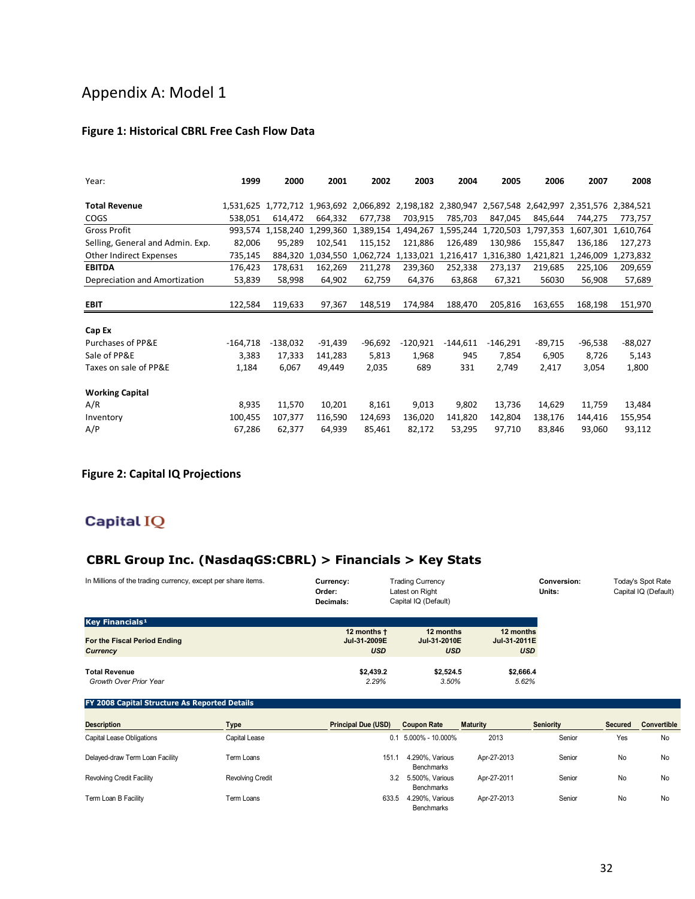# Appendix A: Model 1

### Figure 1: Historical CBRL Free Cash Flow Data

| Year: | 1999 | 2000 | 2001 | 2002 | 2003 | 2004 | 2005 | 2006 | 2007 | 2008 |
|---|---|---|---|---|---|---|---|---|---|---|
| **Total Revenue** | 1,531,625 | 1,772,712 | 1,963,692 | 2,066,892 | 2,198,182 | 2,380,947 | 2,567,548 | 2,642,997 | 2,351,576 | 2,384,521 |
| COGS | 538,051 | 614,472 | 664,332 | 677,738 | 703,915 | 785,703 | 847,045 | 845,644 | 744,275 | 773,757 |
| Gross Profit | 993,574 | 1,158,240 | 1,299,360 | 1,389,154 | 1,494,267 | 1,595,244 | 1,720,503 | 1,797,353 | 1,607,301 | 1,610,764 |
| Selling, General and Admin. Exp. | 82,006 | 95,289 | 102,541 | 115,152 | 121,886 | 126,489 | 130,986 | 155,847 | 136,186 | 127,273 |
| Other Indirect Expenses | 735,145 | 884,320 | 1,034,550 | 1,062,724 | 1,133,021 | 1,216,417 | 1,316,380 | 1,421,821 | 1,246,009 | 1,273,832 |
| **EBITDA** | 176,423 | 178,631 | 162,269 | 211,278 | 239,360 | 252,338 | 273,137 | 219,685 | 225,106 | 209,659 |
| Depreciation and Amortization | 53,839 | 58,998 | 64,902 | 62,759 | 64,376 | 63,868 | 67,321 | 56030 | 56,908 | 57,689 |
| | | | | | | | | | | |
| **EBIT** | 122,584 | 119,633 | 97,367 | 148,519 | 174,984 | 188,470 | 205,816 | 163,655 | 168,198 | 151,970 |
| | | | | | | | | | | |
| **Cap Ex** | | | | | | | | | | |
| Purchases of PP&E | -164,718 | -138,032 | -91,439 | -96,692 | -120,921 | -144,611 | -146,291 | -89,715 | -96,538 | -88,027 |
| Sale of PP&E | 3,383 | 17,333 | 141,283 | 5,813 | 1,968 | 945 | 7,854 | 6,905 | 8,726 | 5,143 |
| Taxes on sale of PP&E | 1,184 | 6,067 | 49,449 | 2,035 | 689 | 331 | 2,749 | 2,417 | 3,054 | 1,800 |
| | | | | | | | | | | |
| **Working Capital** | | | | | | | | | | |
| A/R | 8,935 | 11,570 | 10,201 | 8,161 | 9,013 | 9,802 | 13,736 | 14,629 | 11,759 | 13,484 |
| Inventory | 100,455 | 107,377 | 116,590 | 124,693 | 136,020 | 141,820 | 142,804 | 138,176 | 144,416 | 155,954 |
| A/P | 67,286 | 62,377 | 64,939 | 85,461 | 82,172 | 53,295 | 97,710 | 83,846 | 93,060 | 93,112 |

### Figure 2: Capital IQ Projections

Capital IQ

## CBRL Group Inc. (NasdaqGS:CBRL) > Financials > Key Stats

In Millions of the trading currency, except per share items.

Currency: Trading Currency
Order: Latest on Right
Decimals: Capital IQ (Default)
Conversion: Today's Spot Rate
Units: Capital IQ (Default)

| Key Financials[1] | | | |
|---|---|---|---|
| For the Fiscal Period Ending | 12 months † Jul-31-2009E | 12 months Jul-31-2010E | 12 months Jul-31-2011E |
| *Currency* | *USD* | *USD* | *USD* |
| **Total Revenue** | **$2,439.2** | **$2,524.5** | **$2,666.4** |
| *Growth Over Prior Year* | *2.29%* | *3.50%* | *5.62%* |

**FY 2008 Capital Structure As Reported Details**

| Description | Type | Principal Due (USD) | Coupon Rate | Maturity | Seniority | Secured | Convertible |
|---|---|---|---|---|---|---|---|
| Capital Lease Obligations | Capital Lease | 0.1 | 5.000% - 10.000% | 2013 | Senior | Yes | No |
| Delayed-draw Term Loan Facility | Term Loans | 151.1 | 4.290%, Various Benchmarks | Apr-27-2013 | Senior | No | No |
| Revolving Credit Facility | Revolving Credit | 3.2 | 5.500%, Various Benchmarks | Apr-27-2011 | Senior | No | No |
| Term Loan B Facility | Term Loans | 633.5 | 4.290%, Various Benchmarks | Apr-27-2013 | Senior | No | No |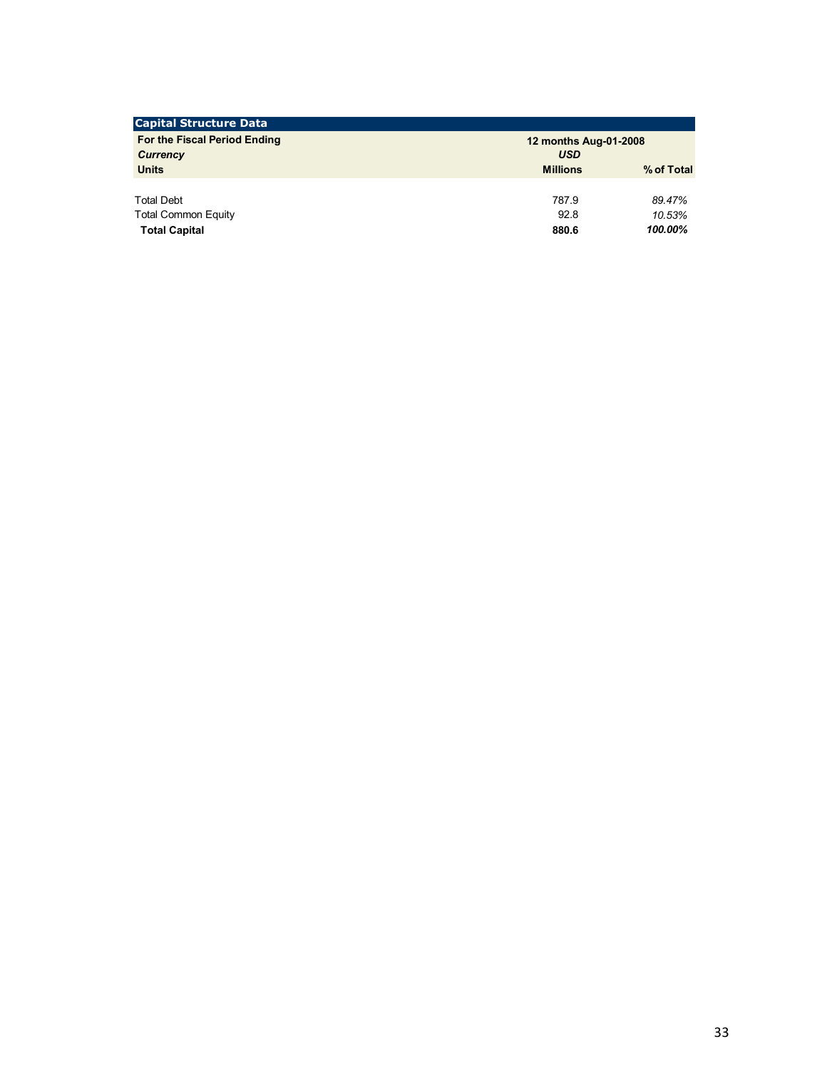| Capital Structure Data | | |
|---|---|---|
| **For the Fiscal Period Ending** | **12 months Aug-01-2008** | |
| ***Currency*** | ***USD*** | |
| **Units** | **Millions** | **% of Total** |
| Total Debt | 787.9 | *89.47%* |
| Total Common Equity | 92.8 | *10.53%* |
| **Total Capital** | **880.6** | ***100.00%*** |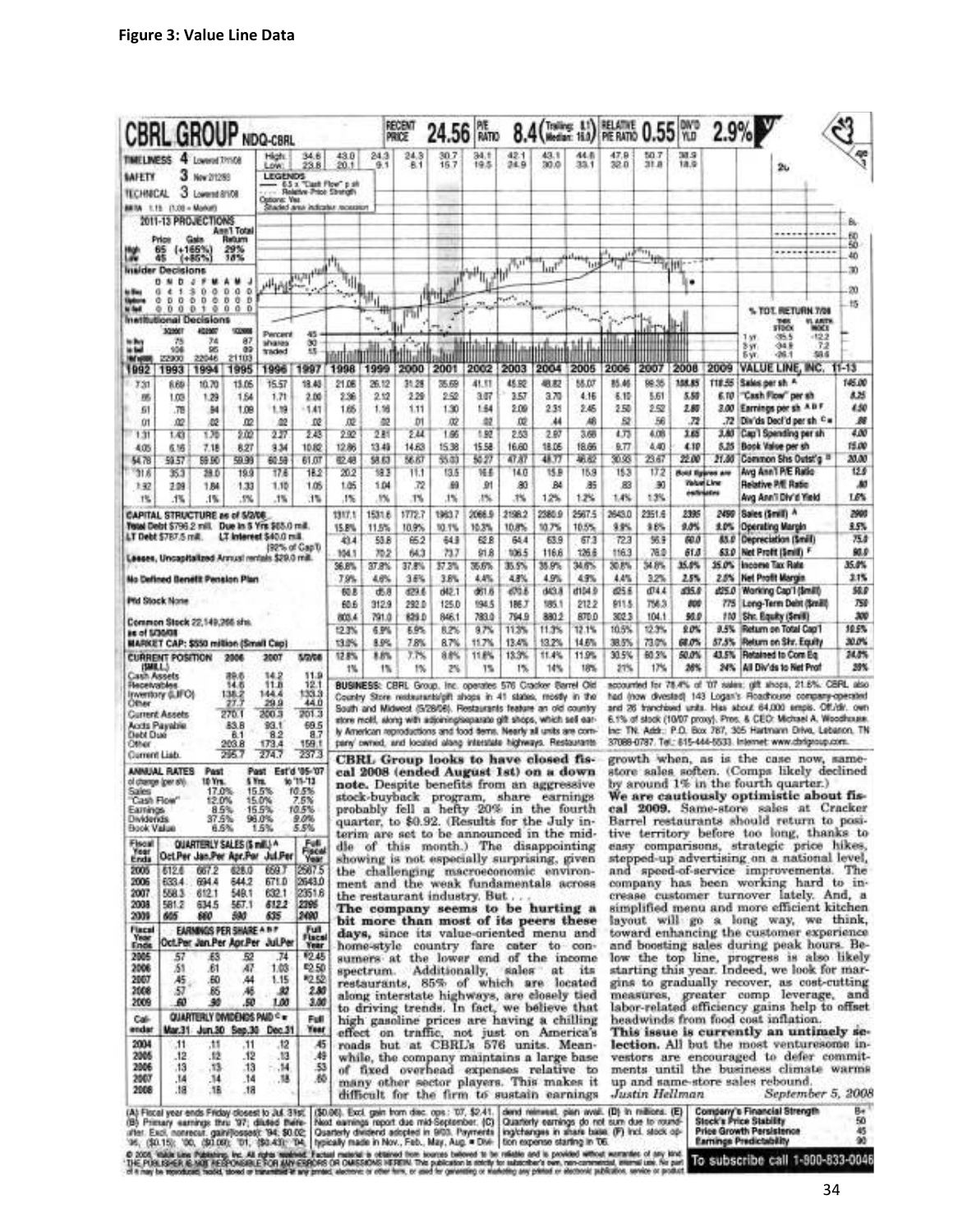**Figure 3: Value Line Data**

# CBRL GROUP NDQ-CBRL

RECENT PRICE 24.56 | P/E RATIO 8.4 (Trailing: 8.1, Median: 16.0) | RELATIVE P/E RATIO 0.55 | DIV'D YLD 2.9%

TIMELINESS 4 Lowered 7/11/08

SAFETY 3 New 2/12/93

TECHNICAL 3 Lowered 8/1/08

BETA 1.15 (1.00 = Market)

| | 1996 | 1997 | 1998 | 1999 | 2000 | 2001 | 2002 | 2003 | 2004 | 2005 | 2006 | 2007 | 2008 |
|---|---|---|---|---|---|---|---|---|---|---|---|---|---|
| High: | 34.6 | 43.0 | 24.3 | 24.3 | 30.7 | 34.1 | 42.1 | 43.1 | 44.8 | 47.9 | 50.7 | 38.9 | |
| Low: | 23.8 | 20.1 | 9.1 | 8.1 | 15.7 | 19.5 | 24.9 | 30.0 | 33.1 | 32.0 | 31.8 | 18.9 | |

**2011-13 PROJECTIONS**

| | Price | Gain | Ann'l Total Return |
|---|---|---|---|
| High | 65 | (+165%) | 29% |
| Low | 45 | (+85%) | 18% |

**Insider Decisions**

| | D | N | D | J | F | M | A | M | J |
|---|---|---|---|---|---|---|---|---|---|
| to Buy | 0 | 4 | 1 | 5 | 0 | 0 | 0 | 0 | 0 |
| Options | 0 | 0 | 0 | 0 | 0 | 0 | 0 | 0 | 0 |
| to Sell | 0 | 0 | 0 | 0 | 1 | 0 | 0 | 0 | 0 |

**Institutional Decisions**

| | 3Q2007 | 4Q2007 | 1Q2008 |
|---|---|---|---|
| to Buy | 75 | 74 | 87 |
| to Sell | 106 | 95 | 89 |
| Hld's(000) | 22900 | 22046 | 21103 |

% TOT. RETURN 7/08

| | THIS STOCK | VL ARITH. INDEX |
|---|---|---|
| 1 yr. | -35.5 | -12.2 |
| 3 yr. | -34.8 | 7.2 |
| 5 yr. | -26.1 | 58.6 |

| 1992 | 1993 | 1994 | 1995 | 1996 | 1997 | 1998 | 1999 | 2000 | 2001 | 2002 | 2003 | 2004 | 2005 | 2006 | 2007 | 2008 | 2009 | © VALUE LINE, INC. | 11-13 |
|---|---|---|---|---|---|---|---|---|---|---|---|---|---|---|---|---|---|---|---|
| 7.31 | 8.69 | 10.70 | 13.05 | 15.57 | 18.40 | 21.06 | 26.12 | 31.28 | 35.69 | 41.11 | 45.92 | 48.82 | 55.07 | 85.46 | 99.35 | 108.85 | 118.55 | Sales per sh A | 145.00 |
| .85 | 1.03 | 1.29 | 1.54 | 1.71 | 2.00 | 2.36 | 2.12 | 2.29 | 2.52 | 3.07 | 3.57 | 3.70 | 4.16 | 6.10 | 5.61 | 5.50 | 6.10 | "Cash Flow" per sh | 8.25 |
| .61 | .78 | .84 | 1.08 | 1.19 | 1.41 | 1.65 | 1.16 | 1.11 | 1.30 | 1.64 | 2.09 | 2.31 | 2.45 | 2.50 | 2.52 | 2.80 | 3.00 | Earnings per sh A B F | 4.50 |
| .01 | .02 | .02 | .02 | .02 | .02 | .02 | .02 | .01 | .02 | .02 | .02 | .44 | .48 | .52 | .56 | .72 | .72 | Div'ds Decl'd per sh C ■ | .88 |
| 1.31 | 1.43 | 1.70 | 2.02 | 2.27 | 2.43 | 2.92 | 2.81 | 2.44 | 1.66 | 1.92 | 2.53 | 2.97 | 3.68 | 4.73 | 4.05 | 3.65 | 3.80 | Cap'l Spending per sh | 4.00 |
| 4.05 | 6.16 | 7.18 | 8.27 | 9.34 | 10.82 | 12.86 | 13.49 | 14.63 | 15.38 | 15.58 | 16.60 | 18.05 | 18.66 | 9.77 | 4.40 | 4.10 | 5.25 | Book Value per sh | 15.00 |
| 54.78 | 59.57 | 59.90 | 59.99 | 60.59 | 61.07 | 62.48 | 58.63 | 56.67 | 55.03 | 50.27 | 47.87 | 48.77 | 46.82 | 30.93 | 23.67 | 22.00 | 21.00 | Common Shs Outst'g D | 20.00 |
| 31.6 | 35.3 | 28.0 | 19.9 | 17.6 | 18.2 | 20.2 | 18.3 | 11.1 | 13.5 | 16.6 | 14.0 | 15.9 | 15.9 | 15.3 | 17.2 | *Bold figures are Value Line estimates* | | Avg Ann'l P/E Ratio | 12.5 |
| 1.92 | 2.09 | 1.84 | 1.33 | 1.10 | 1.05 | 1.05 | 1.04 | .72 | .69 | .91 | .80 | .84 | .85 | .83 | .90 | | | Relative P/E Ratio | .80 |
| .1% | .1% | .1% | .1% | .1% | .1% | .1% | .1% | .1% | .1% | .1% | .1% | 1.2% | 1.2% | 1.4% | 1.3% | | | Avg Ann'l Div'd Yield | 1.6% |

**CAPITAL STRUCTURE as of 5/2/08**
Total Debt $796.2 mill. Due in 5 Yrs $65.0 mill.
LT Debt $787.5 mill. LT Interest $40.0 mill.
(92% of Cap'l)
Leases, Uncapitalized Annual rentals $29.0 mill.

No Defined Benefit Pension Plan

Pfd Stock None

Common Stock 22,149,266 shs.
as of 5/30/08

MARKET CAP: $550 million (Small Cap)

| 1998 | 1999 | 2000 | 2001 | 2002 | 2003 | 2004 | 2005 | 2006 | 2007 | 2008 | 2009 | | 11-13 |
|---|---|---|---|---|---|---|---|---|---|---|---|---|---|
| 1317.1 | 1531.6 | 1772.7 | 1963.7 | 2066.9 | 2198.2 | 2380.9 | 2567.5 | 2643.0 | 2351.6 | 2395 | 2490 | Sales ($mill) A | 2900 |
| 15.8% | 11.5% | 10.9% | 10.1% | 10.3% | 10.8% | 10.7% | 10.5% | 9.9% | 9.6% | 9.0% | 9.0% | Operating Margin | 9.5% |
| 43.4 | 53.8 | 65.2 | 64.9 | 62.8 | 64.4 | 63.9 | 67.3 | 72.3 | 56.9 | 60.0 | 65.0 | Depreciation ($mill) | 75.0 |
| 104.1 | 70.2 | 64.3 | 73.7 | 91.8 | 106.5 | 116.6 | 126.6 | 116.3 | 76.0 | 61.0 | 63.0 | Net Profit ($mill) F | 90.0 |
| 36.8% | 37.8% | 37.8% | 37.3% | 35.6% | 35.5% | 35.9% | 34.6% | 30.8% | 34.6% | 35.0% | 35.0% | Income Tax Rate | 35.0% |
| 7.9% | 4.6% | 3.6% | 3.8% | 4.4% | 4.8% | 4.9% | 4.9% | 4.4% | 3.2% | 2.5% | 2.5% | Net Profit Margin | 3.1% |
| 60.8 | d5.8 | d29.6 | d42.1 | d61.6 | d70.6 | d43.8 | d104.0 | d25.6 | d74.4 | d35.0 | d25.0 | Working Cap'l ($mill) | 50.0 |
| 60.6 | 312.9 | 292.0 | 125.0 | 194.5 | 186.7 | 185.1 | 212.2 | 911.5 | 756.3 | 800 | 775 | Long-Term Debt ($mill) | 750 |
| 803.4 | 791.0 | 829.0 | 846.1 | 783.0 | 794.9 | 880.2 | 870.0 | 302.3 | 104.1 | 90.0 | 110 | Shr. Equity ($mill) | 300 |
| 12.3% | 6.9% | 6.5% | 8.2% | 9.7% | 11.3% | 11.3% | 12.1% | 10.5% | 12.3% | 8.0% | 8.5% | Return on Total Cap'l | 10.5% |
| 13.0% | 8.9% | 7.8% | 8.7% | 11.7% | 13.4% | 13.2% | 14.6% | 38.5% | 73.0% | 68.0% | 57.5% | Return on Shr. Equity | 30.0% |
| 12.8% | 8.8% | 7.7% | 8.6% | 11.6% | 13.3% | 11.4% | 11.9% | 30.5% | 60.3% | 50.0% | 43.5% | Retained to Com Eq | 24.0% |
| 1% | 1% | 1% | 2% | 1% | 1% | 14% | 18% | 21% | 17% | 26% | 24% | All Div'ds to Net Prof | 20% |

**CURRENT POSITION** ($MILL.)

| | 2006 | 2007 | 5/2/08 |
|---|---|---|---|
| Cash Assets | 89.6 | 14.2 | 11.9 |
| Receivables | 14.6 | 11.8 | 12.1 |
| Inventory (LIFO) | 138.2 | 144.4 | 133.3 |
| Other | 27.7 | 29.9 | 44.0 |
| Current Assets | 270.1 | 200.3 | 201.3 |
| Accts Payable | 83.8 | 93.1 | 69.5 |
| Debt Due | 8.1 | 8.2 | 8.7 |
| Other | 203.8 | 173.4 | 159.1 |
| Current Liab. | 295.7 | 274.7 | 237.3 |

| ANNUAL RATES of change (per sh) | Past 10 Yrs. | Past 5 Yrs. | Est'd '05-'07 to '11-'13 |
|---|---|---|---|
| Sales | 17.0% | 15.5% | 10.5% |
| "Cash Flow" | 12.0% | 15.0% | 7.5% |
| Earnings | 8.5% | 15.5% | 10.5% |
| Dividends | 37.5% | 96.0% | 9.0% |
| Book Value | 6.5% | 1.5% | 5.5% |

| Fiscal Year Ends | QUARTERLY SALES ($ mill.) A Oct.Per | Jan.Per | Apr.Per | Jul.Per | Full Fiscal Year |
|---|---|---|---|---|---|
| 2005 | 612.6 | 667.2 | 628.0 | 659.7 | 2567.5 |
| 2006 | 633.4 | 694.4 | 644.2 | 671.0 | 2643.0 |
| 2007 | 558.3 | 612.1 | 549.1 | 632.1 | 2351.6 |
| 2008 | 581.2 | 634.5 | 567.1 | 612.2 | 2395 |
| 2009 | 605 | 660 | 590 | 635 | 2490 |

| Fiscal Year Ends | EARNINGS PER SHARE A B F Oct.Per | Jan.Per | Apr.Per | Jul.Per | Full Fiscal Year |
|---|---|---|---|---|---|
| 2005 | .57 | .63 | .52 | .74 | E2.45 |
| 2006 | .51 | .61 | .47 | 1.03 | E2.50 |
| 2007 | .45 | .60 | .44 | 1.15 | E2.52 |
| 2008 | .57 | .85 | .46 | .92 | 2.80 |
| 2009 | .60 | .90 | .50 | 1.00 | 3.00 |

| Cal-endar | QUARTERLY DIVIDENDS PAID C ■ Mar.31 | Jun.30 | Sep.30 | Dec.31 | Full Year |
|---|---|---|---|---|---|
| 2004 | .11 | .11 | .11 | .12 | .45 |
| 2005 | .12 | .12 | .12 | .13 | .49 |
| 2006 | .13 | .13 | .13 | .14 | .53 |
| 2007 | .14 | .14 | .14 | .18 | .60 |
| 2008 | .18 | .18 | .18 | | |

BUSINESS: CBRL Group, Inc. operates 576 Cracker Barrel Old Country Store restaurants/gift shops in 41 states, mostly in the South and Midwest (5/28/08). Restaurants feature an old country store motif, along with adjoining/separate gift shops, which sell early American reproductions and food items. Nearly all units are company owned, and located along interstate highways. Restaurants accounted for 78.4% of '07 sales; gift shops, 21.6%. CBRL also had (now divested) 143 Logan's Roadhouse company-operated and 26 franchised units. Has about 64,000 empls. Off./dir. own 6.1% of stock (10/07 proxy). Pres. & CEO: Michael A. Woodhouse. Inc: TN. Addr.: P.O. Box 787, 305 Hartmann Drive, Lebanon, TN 37088-0787. Tel.: 615-444-5533. Internet: www.cbrlgroup.com.

**CBRL Group looks to have closed fiscal 2008 (ended August 1st) on a down note.** Despite benefits from an aggressive stock-buyback program, share earnings probably fell a hefty 20% in the fourth quarter, to $0.92. (Results for the July interim are set to be announced in the middle of this month.) The disappointing showing is not especially surprising, given the challenging macroeconomic environment and the weak fundamentals across the restaurant industry. But . . .

**The company seems to be hurting a bit more than most of its peers these days,** since its value-oriented menu and home-style country fare cater to consumers at the lower end of the income spectrum. Additionally, sales at its restaurants, 85% of which are located along interstate highways, are closely tied to driving trends. In fact, we believe that high gasoline prices are having a chilling effect on traffic, not just on America's roads but at CBRL's 576 units. Meanwhile, the company maintains a large base of fixed overhead expenses relative to many other sector players. This makes it difficult for the firm to sustain earnings growth when, as is the case now, same-store sales soften. (Comps likely declined by around 1% in the fourth quarter.)

**We are cautiously optimistic about fiscal 2009.** Same-store sales at Cracker Barrel restaurants should return to positive territory before too long, thanks to easy comparisons, strategic price hikes, stepped-up advertising on a national level, and speed-of-service improvements. The company has been working hard to increase customer turnover lately. And, a simplified menu and more efficient kitchen layout will go a long way, we think, toward enhancing the customer experience and boosting sales during peak hours. Below the top line, progress is also likely starting this year. Indeed, we look for margins to gradually recover, as cost-cutting measures, greater comp leverage, and labor-related efficiency gains help to offset headwinds from food cost inflation.

**This issue is currently an untimely selection.** All but the most venturesome investors are encouraged to defer commitments until the business climate warms up and same-store sales rebound.

*Justin Hellman* September 5, 2008

(A) Fiscal year ends Friday closest to Jul. 31st. (B) Primary earnings thru '97; diluted thereafter. Excl. nonrecur. gain/(losses): '94, $0.02; '96, ($0.15); '00, ($0.06); '01, ($0.43); '04, ($0.06). Excl. gain from disc. ops.: '07, $2.41. Next earnings report due mid-September. (C) Quarterly dividend adopted in 9/03. Payments typically made in Nov., Feb., May, Aug. ■ Dividend reinvest. plan avail. (D) In millions. (E) Quarterly earnings do not sum due to rounding/changes in share base. (F) Incl. stock option expense starting in '06.

| Company's Financial Strength | B+ |
|---|---|
| Stock's Price Stability | 50 |
| Price Growth Persistence | 45 |
| Earnings Predictability | 90 |

© 2008, Value Line Publishing, Inc. All rights reserved. Factual material is obtained from sources believed to be reliable and is provided without warranties of any kind. THE PUBLISHER IS NOT RESPONSIBLE FOR ANY ERRORS OR OMISSIONS HEREIN. This publication is strictly for subscriber's own, non-commercial, internal use. No part of it may be reproduced, resold, stored or transmitted in any printed, electronic or other form, or used for generating or marketing any printed or electronic publication, service or product.

To subscribe call 1-800-833-0046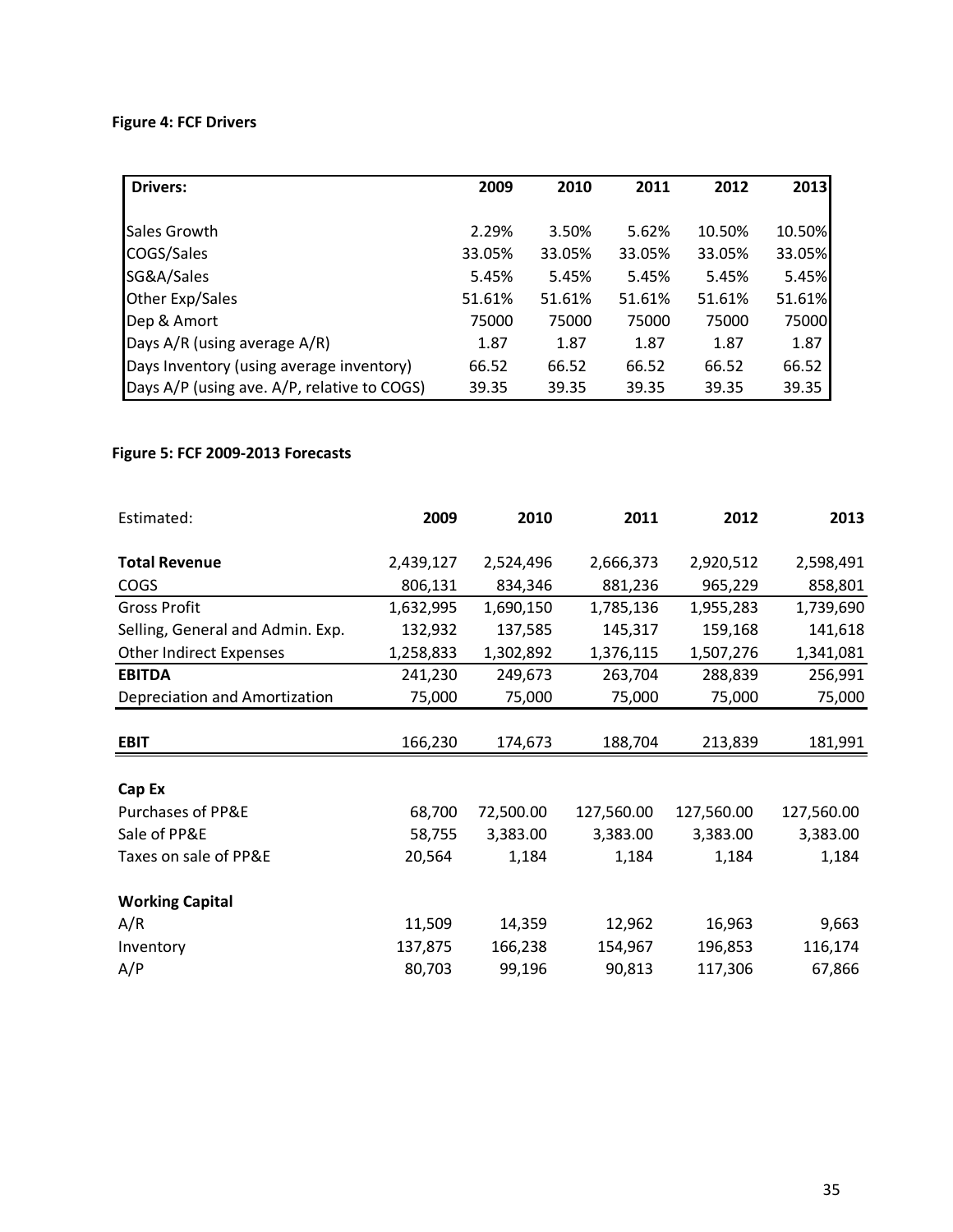**Figure 4: FCF Drivers**

| Drivers: | 2009 | 2010 | 2011 | 2012 | 2013 |
|---|---|---|---|---|---|
| Sales Growth | 2.29% | 3.50% | 5.62% | 10.50% | 10.50% |
| COGS/Sales | 33.05% | 33.05% | 33.05% | 33.05% | 33.05% |
| SG&A/Sales | 5.45% | 5.45% | 5.45% | 5.45% | 5.45% |
| Other Exp/Sales | 51.61% | 51.61% | 51.61% | 51.61% | 51.61% |
| Dep & Amort | 75000 | 75000 | 75000 | 75000 | 75000 |
| Days A/R (using average A/R) | 1.87 | 1.87 | 1.87 | 1.87 | 1.87 |
| Days Inventory (using average inventory) | 66.52 | 66.52 | 66.52 | 66.52 | 66.52 |
| Days A/P (using ave. A/P, relative to COGS) | 39.35 | 39.35 | 39.35 | 39.35 | 39.35 |

**Figure 5: FCF 2009-2013 Forecasts**

| Estimated: | 2009 | 2010 | 2011 | 2012 | 2013 |
|---|---|---|---|---|---|
| **Total Revenue** | 2,439,127 | 2,524,496 | 2,666,373 | 2,920,512 | 2,598,491 |
| COGS | 806,131 | 834,346 | 881,236 | 965,229 | 858,801 |
| Gross Profit | 1,632,995 | 1,690,150 | 1,785,136 | 1,955,283 | 1,739,690 |
| Selling, General and Admin. Exp. | 132,932 | 137,585 | 145,317 | 159,168 | 141,618 |
| Other Indirect Expenses | 1,258,833 | 1,302,892 | 1,376,115 | 1,507,276 | 1,341,081 |
| **EBITDA** | 241,230 | 249,673 | 263,704 | 288,839 | 256,991 |
| Depreciation and Amortization | 75,000 | 75,000 | 75,000 | 75,000 | 75,000 |
| **EBIT** | 166,230 | 174,673 | 188,704 | 213,839 | 181,991 |
| **Cap Ex** | | | | | |
| Purchases of PP&E | 68,700 | 72,500.00 | 127,560.00 | 127,560.00 | 127,560.00 |
| Sale of PP&E | 58,755 | 3,383.00 | 3,383.00 | 3,383.00 | 3,383.00 |
| Taxes on sale of PP&E | 20,564 | 1,184 | 1,184 | 1,184 | 1,184 |
| **Working Capital** | | | | | |
| A/R | 11,509 | 14,359 | 12,962 | 16,963 | 9,663 |
| Inventory | 137,875 | 166,238 | 154,967 | 196,853 | 116,174 |
| A/P | 80,703 | 99,196 | 90,813 | 117,306 | 67,866 |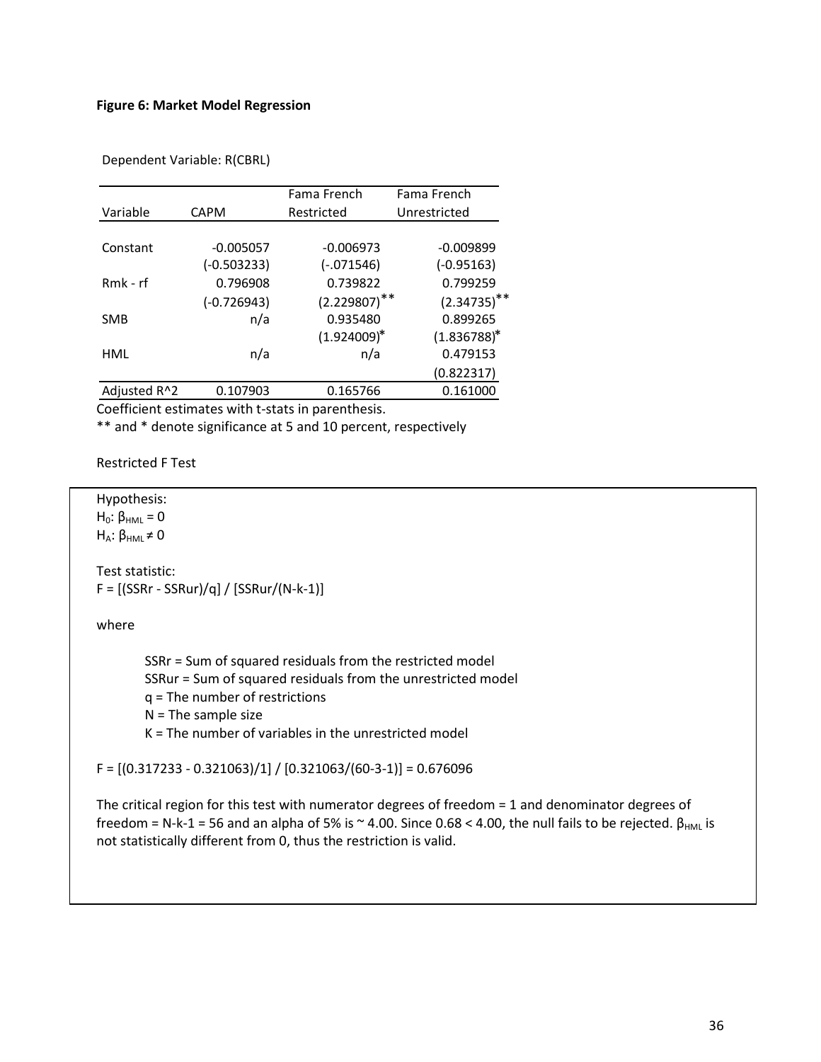**Figure 6: Market Model Regression**

Dependent Variable: R(CBRL)

| Variable | CAPM | Fama French Restricted | Fama French Unrestricted |
|---|---|---|---|
| Constant | -0.005057 | -0.006973 | -0.009899 |
| | (-0.503233) | (-.071546) | (-0.95163) |
| Rmk - rf | 0.796908 | 0.739822 | 0.799259 |
| | (-0.726943) | (2.229807)** | (2.34735)** |
| SMB | n/a | 0.935480 | 0.899265 |
| | | (1.924009)* | (1.836788)* |
| HML | n/a | n/a | 0.479153 |
| | | | (0.822317) |
| Adjusted R^2 | 0.107903 | 0.165766 | 0.161000 |

Coefficient estimates with t-stats in parenthesis.

** and * denote significance at 5 and 10 percent, respectively

Restricted F Test

Hypothesis:

$H_0$: $\beta_{HML} = 0$

$H_A$: $\beta_{HML} \neq 0$

Test statistic:

$F = [(SSRr - SSRur)/q] / [SSRur/(N-k-1)]$

where

SSRr = Sum of squared residuals from the restricted model

SSRur = Sum of squared residuals from the unrestricted model

q = The number of restrictions

N = The sample size

K = The number of variables in the unrestricted model

$F = [(0.317233 - 0.321063)/1] / [0.321063/(60-3-1)] = 0.676096$

The critical region for this test with numerator degrees of freedom = 1 and denominator degrees of freedom = N-k-1 = 56 and an alpha of 5% is ~ 4.00. Since 0.68 < 4.00, the null fails to be rejected. $\beta_{HML}$ is not statistically different from 0, thus the restriction is valid.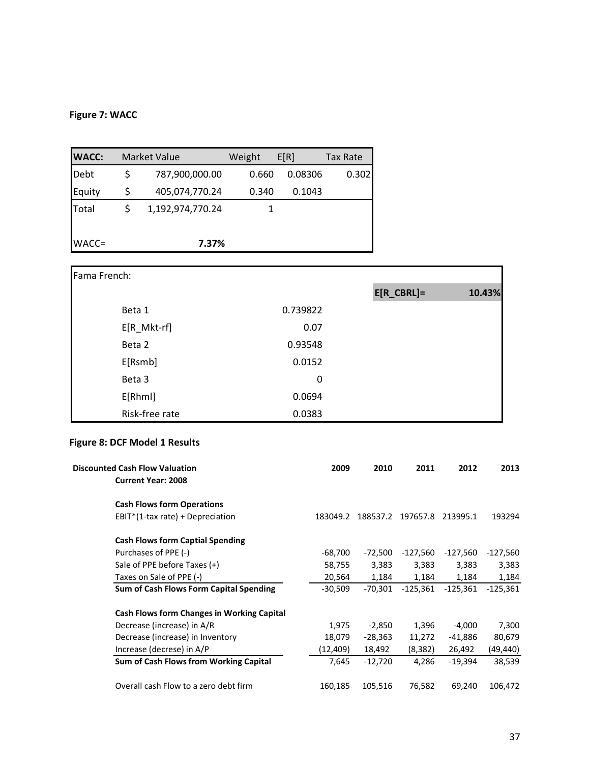**Figure 7: WACC**

| WACC: | Market Value | Weight | E[R] | Tax Rate |
|---|---|---|---|---|
| Debt | $ 787,900,000.00 | 0.660 | 0.08306 | 0.302 |
| Equity | $ 405,074,770.24 | 0.340 | 0.1043 | |
| Total | $ 1,192,974,770.24 | 1 | | |
| WACC= | **7.37%** | | | |

| Fama French: | | | |
|---|---|---|---|
| | | **E[R_CBRL]=** | **10.43%** |
| Beta 1 | 0.739822 | | |
| E[R_Mkt-rf] | 0.07 | | |
| Beta 2 | 0.93548 | | |
| E[Rsmb] | 0.0152 | | |
| Beta 3 | 0 | | |
| E[Rhml] | 0.0694 | | |
| Risk-free rate | 0.0383 | | |

**Figure 8: DCF Model 1 Results**

| **Discounted Cash Flow Valuation** <br> **Current Year: 2008** | **2009** | **2010** | **2011** | **2012** | **2013** |
|---|---|---|---|---|---|
| **Cash Flows form Operations** | | | | | |
| EBIT*(1-tax rate) + Depreciation | 183049.2 | 188537.2 | 197657.8 | 213995.1 | 193294 |
| **Cash Flows form Captial Spending** | | | | | |
| Purchases of PPE (-) | -68,700 | -72,500 | -127,560 | -127,560 | -127,560 |
| Sale of PPE before Taxes (+) | 58,755 | 3,383 | 3,383 | 3,383 | 3,383 |
| Taxes on Sale of PPE (-) | 20,564 | 1,184 | 1,184 | 1,184 | 1,184 |
| **Sum of Cash Flows Form Capital Spending** | -30,509 | -70,301 | -125,361 | -125,361 | -125,361 |
| **Cash Flows form Changes in Working Capital** | | | | | |
| Decrease (increase) in A/R | 1,975 | -2,850 | 1,396 | -4,000 | 7,300 |
| Decrease (increase) in Inventory | 18,079 | -28,363 | 11,272 | -41,886 | 80,679 |
| Increase (decrese) in A/P | (12,409) | 18,492 | (8,382) | 26,492 | (49,440) |
| **Sum of Cash Flows from Working Capital** | 7,645 | -12,720 | 4,286 | -19,394 | 38,539 |
| Overall cash Flow to a zero debt firm | 160,185 | 105,516 | 76,582 | 69,240 | 106,472 |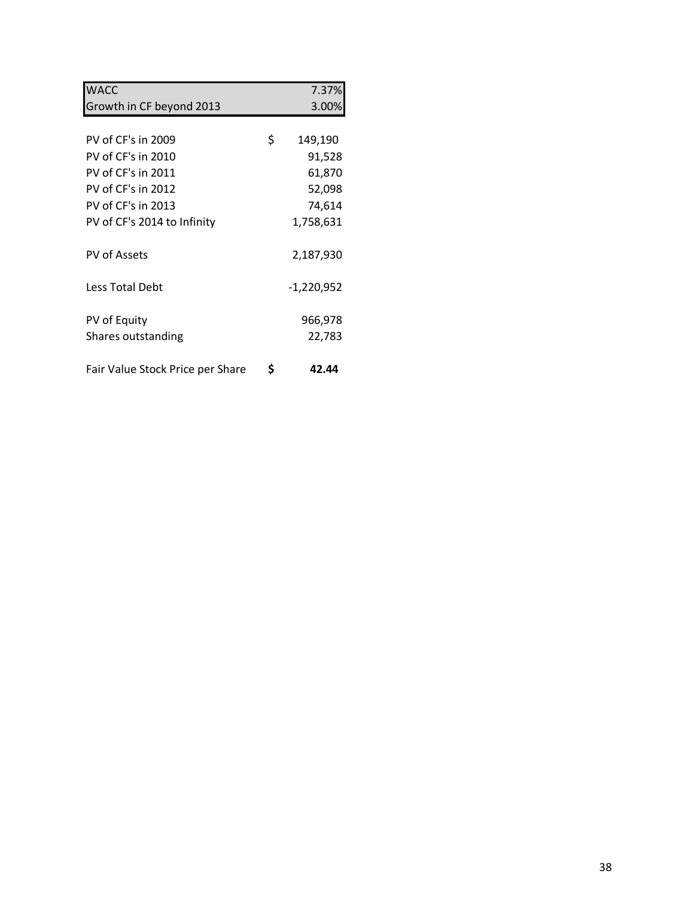| | |
|---|---|
| WACC | 7.37% |
| Growth in CF beyond 2013 | 3.00% |
| | |
| PV of CF's in 2009 | $ 149,190 |
| PV of CF's in 2010 | 91,528 |
| PV of CF's in 2011 | 61,870 |
| PV of CF's in 2012 | 52,098 |
| PV of CF's in 2013 | 74,614 |
| PV of CF's 2014 to Infinity | 1,758,631 |
| | |
| PV of Assets | 2,187,930 |
| | |
| Less Total Debt | -1,220,952 |
| | |
| PV of Equity | 966,978 |
| Shares outstanding | 22,783 |
| | |
| Fair Value Stock Price per Share | **$ 42.44** |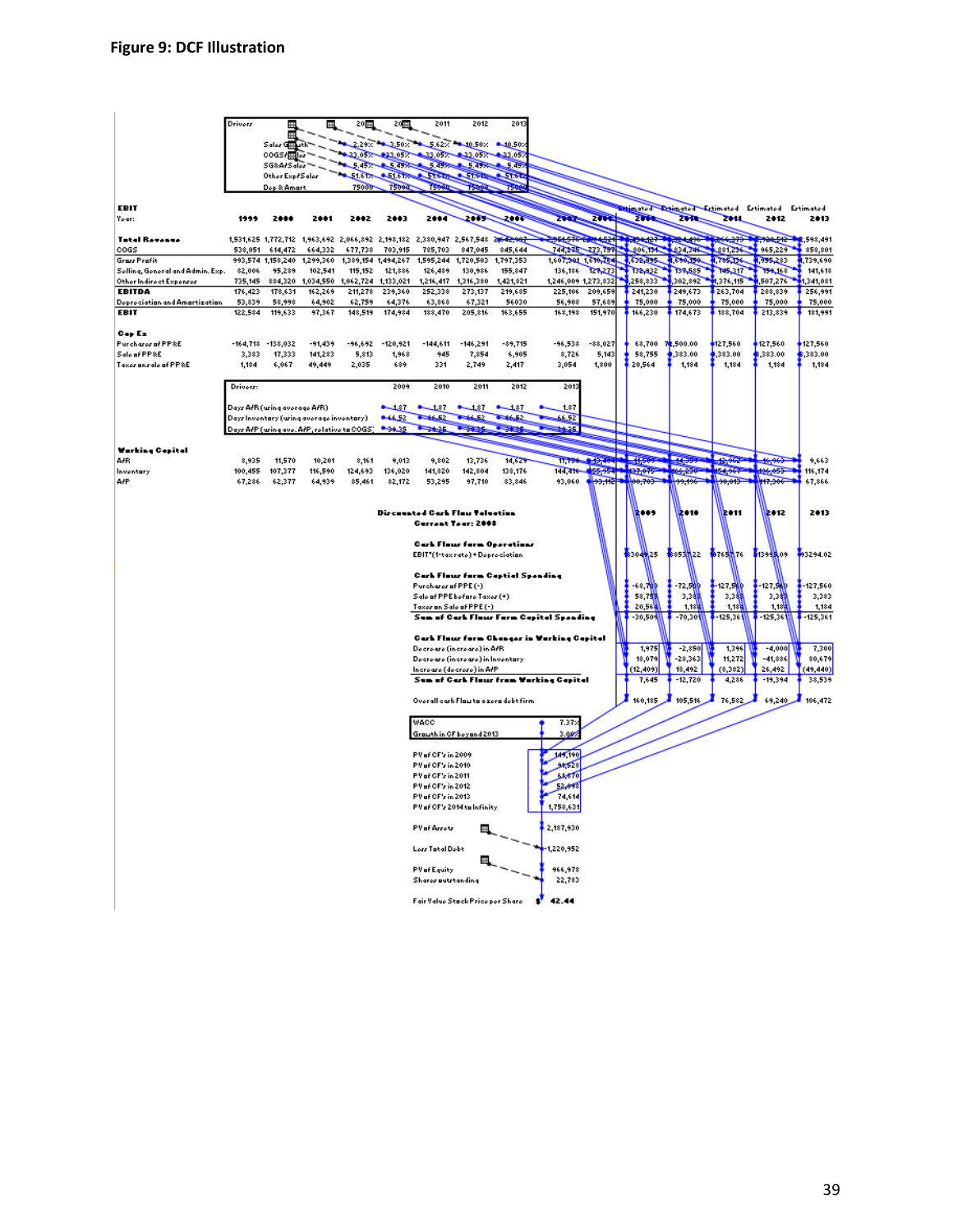## Figure 9: DCF Illustration

| Drivers | | | 2009 | 2010 | 2011 | 2012 | 2013 |
|---|---|---|---|---|---|---|---|
| Sales Growth | | | 2.29% | 3.50% | 5.62% | 10.50% | 10.50% |
| COGS/Sales | | | 33.05% | 33.05% | 33.05% | 33.05% | 33.05% |
| SG&A/Sales | | | 5.45% | 5.45% | 5.45% | 5.45% | 5.45% |
| Other Exp/Sales | | | 51.61% | 51.61% | 51.61% | 51.61% | 51.61% |
| Dep & Amort | | | 75000 | 75000 | 75000 | 75000 | 75000 |

**EBIT**

| Year: | 1999 | 2000 | 2001 | 2002 | 2003 | 2004 | 2005 | 2006 | 2007 | 2008 | Estimated 2009 | Estimated 2010 | Estimated 2011 | Estimated 2012 | Estimated 2013 |
|---|---|---|---|---|---|---|---|---|---|---|---|---|---|---|---|
| **Total Revenue** | 1,531,625 | 1,772,712 | 1,963,692 | 2,066,892 | 2,198,182 | 2,380,947 | 2,567,548 | 2,642,997 | 2,351,576 | 2,404,525 | 2,459,427 | 2,545,436 | 2,688,375 | 2,920,512 | 2,598,491 |
| COGS | 538,051 | 614,472 | 664,332 | 677,738 | 703,915 | 785,703 | 847,045 | 845,644 | 744,275 | 773,797 | 806,131 | 834,346 | 881,236 | 965,229 | 858,801 |
| Gross Profit | 993,574 | 1,158,240 | 1,299,360 | 1,389,154 | 1,494,267 | 1,595,244 | 1,720,503 | 1,797,353 | 1,607,301 | 1,610,784 | 1,630,895 | 1,690,150 | 1,735,126 | 1,955,283 | 1,739,690 |
| Selling, General and Admin. Exp. | 82,006 | 95,289 | 102,541 | 115,152 | 121,886 | 126,489 | 130,986 | 155,847 | 136,186 | 127,273 | 132,832 | 137,585 | 145,217 | 154,168 | 141,618 |
| Other Indirect Expenses | 735,145 | 884,320 | 1,034,550 | 1,062,724 | 1,133,021 | 1,216,417 | 1,316,380 | 1,421,821 | 1,246,009 | 1,273,852 | 1,258,833 | 1,302,892 | 1,376,115 | 1,507,276 | 1,341,081 |
| **EBITDA** | 176,423 | 178,631 | 162,269 | 211,278 | 239,360 | 252,338 | 273,137 | 219,685 | 225,106 | 209,659 | 241,230 | 249,673 | 263,704 | 288,839 | 256,991 |
| Depreciation and Amortization | 53,839 | 58,998 | 64,902 | 62,759 | 64,376 | 63,868 | 67,321 | 56030 | 56,908 | 57,689 | 75,000 | 75,000 | 75,000 | 75,000 | 75,000 |
| **EBIT** | 122,584 | 119,633 | 97,367 | 148,519 | 174,984 | 188,470 | 205,816 | 163,655 | 168,198 | 151,970 | 166,230 | 174,673 | 188,704 | 213,839 | 181,991 |

**Cap Ex**

| | 1999 | 2000 | 2001 | 2002 | 2003 | 2004 | 2005 | 2006 | 2007 | 2008 | 2009 | 2010 | 2011 | 2012 | 2013 |
|---|---|---|---|---|---|---|---|---|---|---|---|---|---|---|---|
| Purchases of PP&E | -164,718 | -138,032 | -91,439 | -96,692 | -120,921 | -144,611 | -146,291 | -89,715 | -96,538 | -88,027 | 68,700 | 72,500.00 | 127,560 | 127,560 | 127,560 |
| Sale of PP&E | 3,383 | 17,333 | 141,283 | 5,813 | 1,968 | 945 | 7,854 | 6,905 | 8,726 | 5,143 | 58,755 | 3,383.00 | 3,383.00 | 3,383.00 | 3,383.00 |
| Taxes on sale of PP&E | 1,184 | 6,067 | 49,449 | 2,035 | 689 | 331 | 2,749 | 2,417 | 3,054 | 1,800 | 20,564 | 1,184 | 1,184 | 1,184 | 1,184 |

| Drivers: | 2009 | 2010 | 2011 | 2012 | 2013 |
|---|---|---|---|---|---|
| Days A/R (using average A/R) | 1.87 | 1.87 | 1.87 | 1.87 | 1.87 |
| Days Inventory (using average inventory) | 66.52 | 66.52 | 66.52 | 66.52 | 66.52 |
| Days A/P (using ave. A/P, relative to COGS) | 39.35 | 39.35 | 39.35 | 39.35 | 39.35 |

**Working Capital**

| | 1999 | 2000 | 2001 | 2002 | 2003 | 2004 | 2005 | 2006 | 2007 | 2008 | 2009 | 2010 | 2011 | 2012 | 2013 |
|---|---|---|---|---|---|---|---|---|---|---|---|---|---|---|---|
| A/R | 8,935 | 11,570 | 10,201 | 8,161 | 9,013 | 9,802 | 13,736 | 14,629 | 11,759 | 13,404 | 11,509 | 14,359 | 12,962 | 16,963 | 9,663 |
| Inventory | 100,455 | 107,377 | 116,590 | 124,693 | 136,020 | 141,820 | 142,804 | 138,176 | 144,416 | 155,954 | 137,875 | 166,238 | 154,967 | 196,853 | 116,174 |
| A/P | 67,286 | 62,377 | 64,939 | 85,461 | 82,172 | 53,295 | 97,710 | 83,846 | 93,060 | 93,112 | 80,703 | 99,196 | 90,813 | 117,306 | 67,866 |

**Discounted Cash Flow Valuation**
**Current Year: 2008**

| | 2009 | 2010 | 2011 | 2012 | 2013 |
|---|---|---|---|---|---|
| **Cash Flows form Operations** | | | | | |
| EBIT\*(1-tax rate) + Depreciation | 183049.25 | 188537.22 | 197657.76 | 213995.09 | 193294.02 |
| **Cash Flows form Captial Spending** | | | | | |
| Purchases of PPE (-) | -68,700 | -72,500 | -127,560 | -127,560 | -127,560 |
| Sale of PPE before Taxes (+) | 58,755 | 3,383 | 3,383 | 3,383 | 3,383 |
| Taxes on Sale of PPE (-) | 20,564 | 1,184 | 1,184 | 1,184 | 1,184 |
| **Sum of Cash Flows Form Capital Spending** | -30,509 | -70,301 | -125,361 | -125,361 | -125,361 |
| **Cash Flows form Changes in Working Capital** | | | | | |
| Decrease (increase) in A/R | 1,975 | -2,850 | 1,396 | -4,000 | 7,300 |
| Decrease (increase) in Inventory | 18,079 | -28,363 | 11,272 | -41,886 | 80,679 |
| Increase (decrease) in A/P | (12,409) | 18,492 | (8,382) | 26,492 | (49,440) |
| **Sum of Cash Flows from Working Capital** | 7,645 | -12,720 | 4,286 | -19,394 | 38,539 |
| Overall cash Flow to a zero debt firm | 160,185 | 105,516 | 76,582 | 69,240 | 106,472 |

| | |
|---|---|
| WACC | 7.37% |
| Growth in CF beyond 2013 | 3.00% |
| PV of CF's in 2009 | 149,190 |
| PV of CF's in 2010 | 91,528 |
| PV of CF's in 2011 | 61,870 |
| PV of CF's in 2012 | 52,098 |
| PV of CF's in 2013 | 74,614 |
| PV of CF's 2014 to Infinity | 1,758,631 |
| PV of Assets | 2,187,930 |
| Less Total Debt | 1,220,952 |
| PV of Equity | 966,978 |
| Shares outstanding | 22,783 |
| Fair Value Stock Price per Share | $ 42.44 |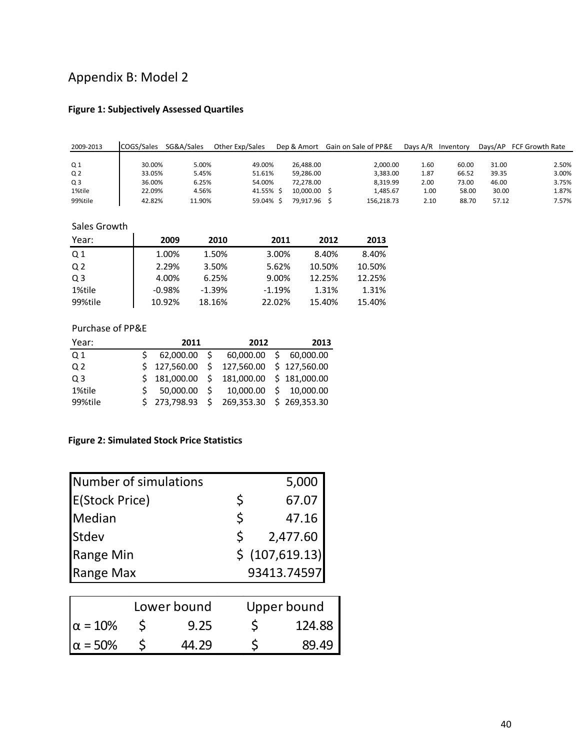# Appendix B: Model 2

**Figure 1: Subjectively Assessed Quartiles**

| 2009-2013 | COGS/Sales | SG&A/Sales | Other Exp/Sales | Dep & Amort | Gain on Sale of PP&E | Days A/R | Inventory | Days/AP | FCF Growth Rate |
|---|---|---|---|---|---|---|---|---|---|
| Q 1 | 30.00% | 5.00% | 49.00% | 26,488.00 | 2,000.00 | 1.60 | 60.00 | 31.00 | 2.50% |
| Q 2 | 33.05% | 5.45% | 51.61% | 59,286.00 | 3,383.00 | 1.87 | 66.52 | 39.35 | 3.00% |
| Q 3 | 36.00% | 6.25% | 54.00% | 72,278.00 | 8,319.99 | 2.00 | 73.00 | 46.00 | 3.75% |
| 1%tile | 22.09% | 4.56% | 41.55% | $ 10,000.00 | $ 1,485.67 | 1.00 | 58.00 | 30.00 | 1.87% |
| 99%tile | 42.82% | 11.90% | 59.04% | $ 79,917.96 | $ 156,218.73 | 2.10 | 88.70 | 57.12 | 7.57% |

Sales Growth

| Year: | 2009 | 2010 | 2011 | 2012 | 2013 |
|---|---|---|---|---|---|
| Q 1 | 1.00% | 1.50% | 3.00% | 8.40% | 8.40% |
| Q 2 | 2.29% | 3.50% | 5.62% | 10.50% | 10.50% |
| Q 3 | 4.00% | 6.25% | 9.00% | 12.25% | 12.25% |
| 1%tile | -0.98% | -1.39% | -1.19% | 1.31% | 1.31% |
| 99%tile | 10.92% | 18.16% | 22.02% | 15.40% | 15.40% |

Purchase of PP&E

| Year: | 2011 | 2012 | 2013 |
|---|---|---|---|
| Q 1 | $ 62,000.00 | $ 60,000.00 | $ 60,000.00 |
| Q 2 | $ 127,560.00 | $ 127,560.00 | $ 127,560.00 |
| Q 3 | $ 181,000.00 | $ 181,000.00 | $ 181,000.00 |
| 1%tile | $ 50,000.00 | $ 10,000.00 | $ 10,000.00 |
| 99%tile | $ 273,798.93 | $ 269,353.30 | $ 269,353.30 |

**Figure 2: Simulated Stock Price Statistics**

| | |
|---|---|
| Number of simulations | 5,000 |
| E(Stock Price) | $ 67.07 |
| Median | $ 47.16 |
| Stdev | $ 2,477.60 |
| Range Min | $ (107,619.13) |
| Range Max | 93413.74597 |

| | Lower bound | Upper bound |
|---|---|---|
| α = 10% | $ 9.25 | $ 124.88 |
| α = 50% | $ 44.29 | $ 89.49 |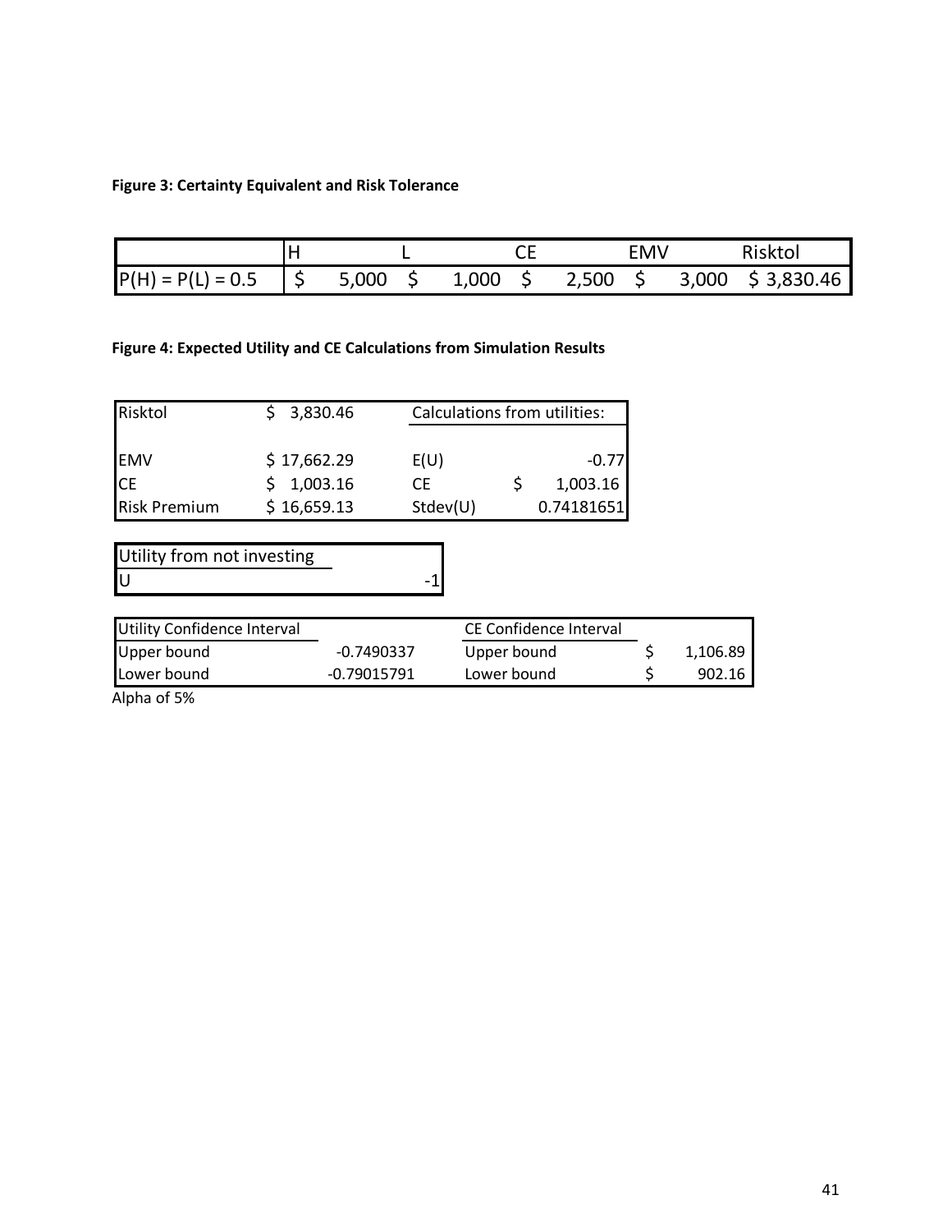**Figure 3: Certainty Equivalent and Risk Tolerance**

| | H | L | CE | EMV | Risktol |
|---|---|---|---|---|---|
| P(H) = P(L) = 0.5 | $ 5,000 | $ 1,000 | $ 2,500 | $ 3,000 | $ 3,830.46 |

**Figure 4: Expected Utility and CE Calculations from Simulation Results**

| Risktol | $ 3,830.46 | Calculations from utilities: | |
|---|---|---|---|
| EMV | $ 17,662.29 | E(U) | -0.77 |
| CE | $ 1,003.16 | CE | $ 1,003.16 |
| Risk Premium | $ 16,659.13 | Stdev(U) | 0.74181651 |

| Utility from not investing | |
|---|---|
| U | -1 |

| Utility Confidence Interval | | CE Confidence Interval | |
|---|---|---|---|
| Upper bound | -0.7490337 | Upper bound | $ 1,106.89 |
| Lower bound | -0.79015791 | Lower bound | $ 902.16 |

Alpha of 5%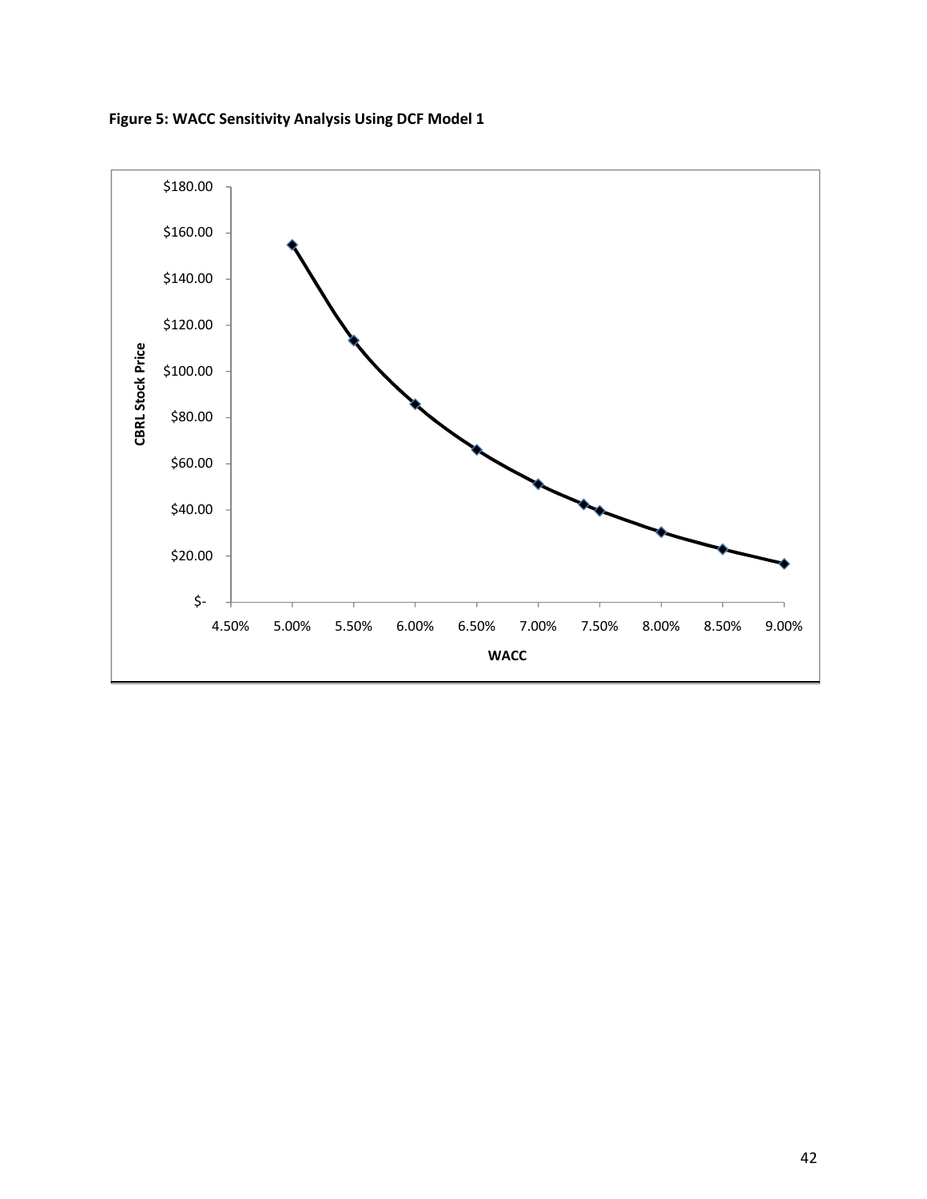**Figure 5: WACC Sensitivity Analysis Using DCF Model 1**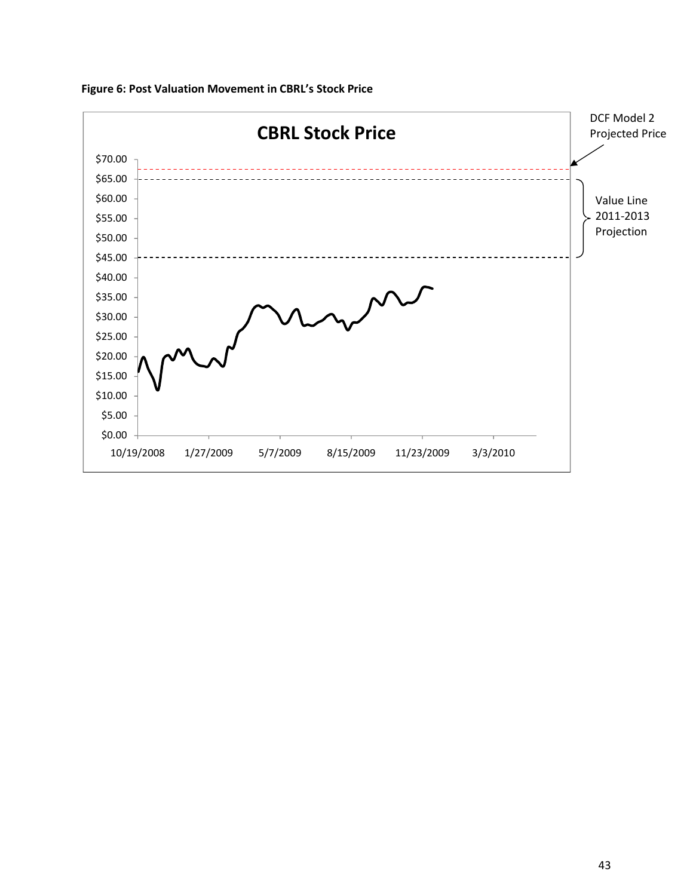**Figure 6: Post Valuation Movement in CBRL's Stock Price**

CBRL Stock Price

$70.00
$65.00
$60.00
$55.00
$50.00
$45.00
$40.00
$35.00
$30.00
$25.00
$20.00
$15.00
$10.00
$5.00
$0.00

10/19/2008 1/27/2009 5/7/2009 8/15/2009 11/23/2009 3/3/2010

DCF Model 2 Projected Price

Value Line 2011-2013 Projection